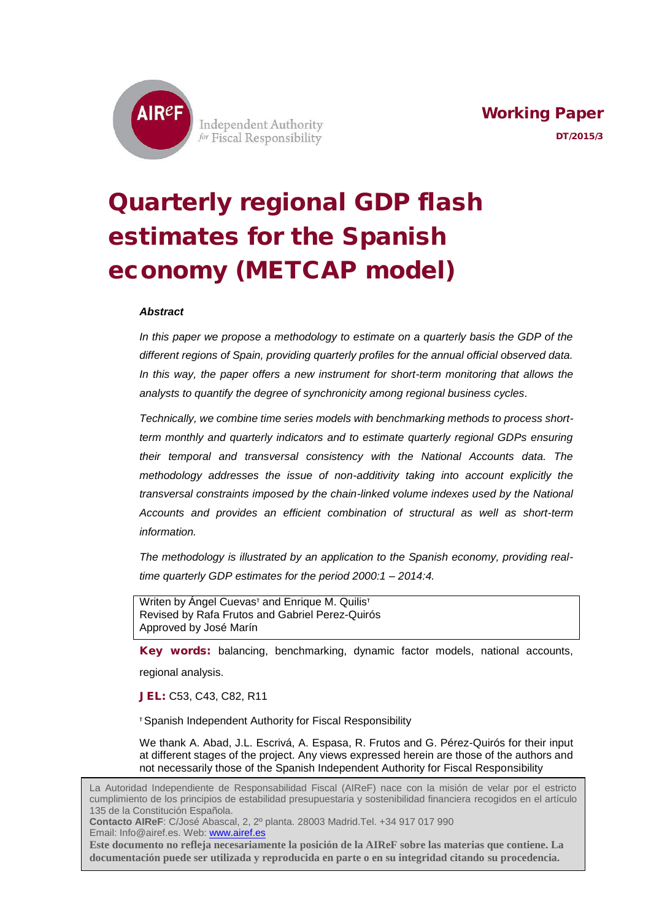AIReF Independent Authority for Fiscal Responsibility

**Working Paper**

**DT/2015/3**

# Quarterly regional GDP flash estimates for the Spanish economy (METCAP model)

***Abstract***

*In this paper we propose a methodology to estimate on a quarterly basis the GDP of the different regions of Spain, providing quarterly profiles for the annual official observed data. In this way, the paper offers a new instrument for short-term monitoring that allows the analysts to quantify the degree of synchronicity among regional business cycles.*

*Technically, we combine time series models with benchmarking methods to process short-term monthly and quarterly indicators and to estimate quarterly regional GDPs ensuring their temporal and transversal consistency with the National Accounts data. The methodology addresses the issue of non-additivity taking into account explicitly the transversal constraints imposed by the chain-linked volume indexes used by the National Accounts and provides an efficient combination of structural as well as short-term information.*

*The methodology is illustrated by an application to the Spanish economy, providing real-time quarterly GDP estimates for the period 2000:1 – 2014:4.*

Writen by Ángel Cuevas[T] and Enrique M. Quilis[T]
Revised by Rafa Frutos and Gabriel Perez-Quirós
Approved by José Marín

**Key words:** balancing, benchmarking, dynamic factor models, national accounts, regional analysis.

**JEL:** C53, C43, C82, R11

[T] Spanish Independent Authority for Fiscal Responsibility

We thank A. Abad, J.L. Escrivá, A. Espasa, R. Frutos and G. Pérez-Quirós for their input at different stages of the project. Any views expressed herein are those of the authors and not necessarily those of the Spanish Independent Authority for Fiscal Responsibility

La Autoridad Independiente de Responsabilidad Fiscal (AIReF) nace con la misión de velar por el estricto cumplimiento de los principios de estabilidad presupuestaria y sostenibilidad financiera recogidos en el artículo 135 de la Constitución Española.
**Contacto AIReF**: C/José Abascal, 2, 2º planta. 28003 Madrid.Tel. +34 917 017 990
Email: Info@airef.es. Web: www.airef.es
**Este documento no refleja necesariamente la posición de la AIReF sobre las materias que contiene. La documentación puede ser utilizada y reproducida en parte o en su integridad citando su procedencia.**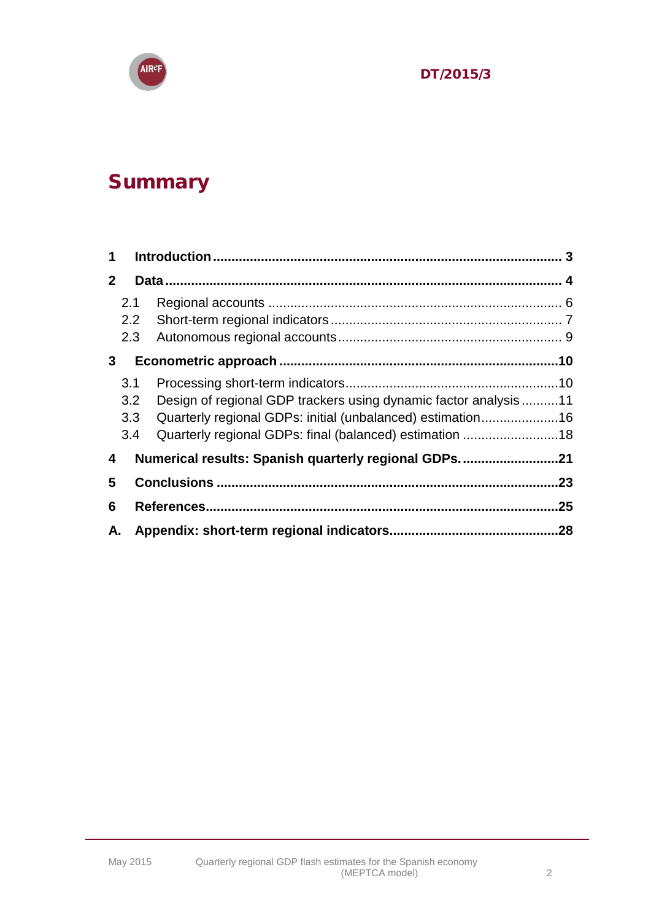# Summary

| | | |
|---|---|---|
| **1** | **Introduction** | **3** |
| **2** | **Data** | **4** |
| 2.1 | Regional accounts | 6 |
| 2.2 | Short-term regional indicators | 7 |
| 2.3 | Autonomous regional accounts | 9 |
| **3** | **Econometric approach** | **10** |
| 3.1 | Processing short-term indicators | 10 |
| 3.2 | Design of regional GDP trackers using dynamic factor analysis | 11 |
| 3.3 | Quarterly regional GDPs: initial (unbalanced) estimation | 16 |
| 3.4 | Quarterly regional GDPs: final (balanced) estimation | 18 |
| **4** | **Numerical results: Spanish quarterly regional GDPs.** | **21** |
| **5** | **Conclusions** | **23** |
| **6** | **References** | **25** |
| **A.** | **Appendix: short-term regional indicators** | **28** |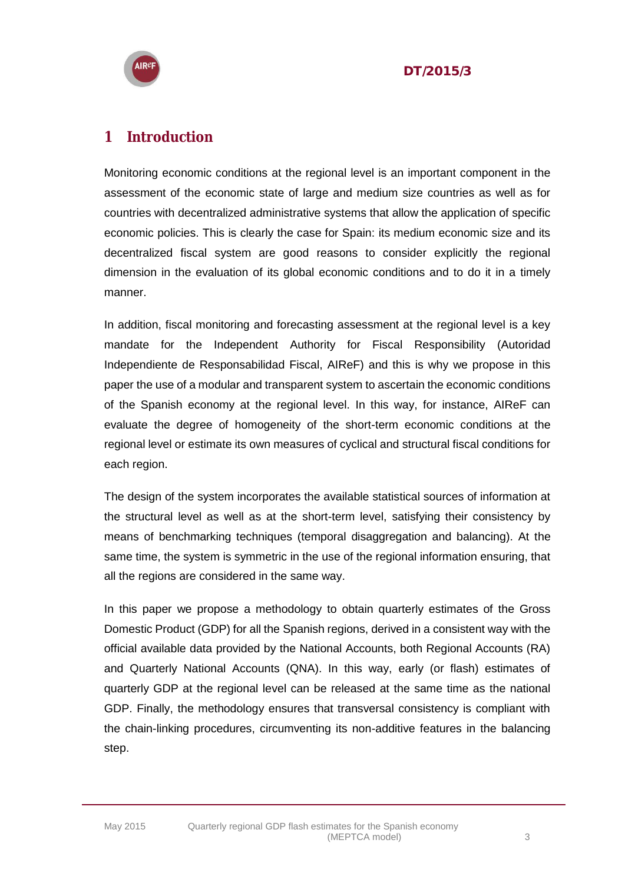# 1 Introduction

Monitoring economic conditions at the regional level is an important component in the assessment of the economic state of large and medium size countries as well as for countries with decentralized administrative systems that allow the application of specific economic policies. This is clearly the case for Spain: its medium economic size and its decentralized fiscal system are good reasons to consider explicitly the regional dimension in the evaluation of its global economic conditions and to do it in a timely manner.

In addition, fiscal monitoring and forecasting assessment at the regional level is a key mandate for the Independent Authority for Fiscal Responsibility (Autoridad Independiente de Responsabilidad Fiscal, AIReF) and this is why we propose in this paper the use of a modular and transparent system to ascertain the economic conditions of the Spanish economy at the regional level. In this way, for instance, AIReF can evaluate the degree of homogeneity of the short-term economic conditions at the regional level or estimate its own measures of cyclical and structural fiscal conditions for each region.

The design of the system incorporates the available statistical sources of information at the structural level as well as at the short-term level, satisfying their consistency by means of benchmarking techniques (temporal disaggregation and balancing). At the same time, the system is symmetric in the use of the regional information ensuring, that all the regions are considered in the same way.

In this paper we propose a methodology to obtain quarterly estimates of the Gross Domestic Product (GDP) for all the Spanish regions, derived in a consistent way with the official available data provided by the National Accounts, both Regional Accounts (RA) and Quarterly National Accounts (QNA). In this way, early (or flash) estimates of quarterly GDP at the regional level can be released at the same time as the national GDP. Finally, the methodology ensures that transversal consistency is compliant with the chain-linking procedures, circumventing its non-additive features in the balancing step.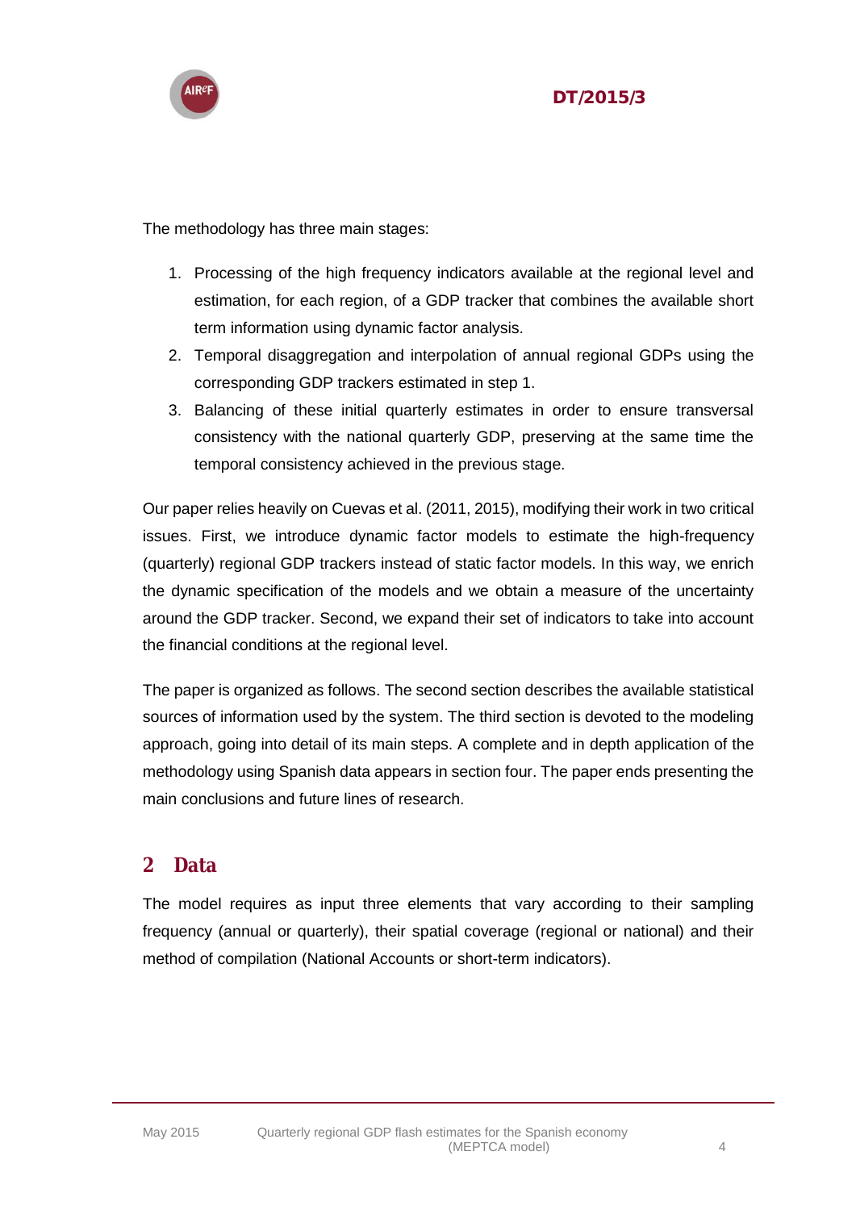The methodology has three main stages:

1. Processing of the high frequency indicators available at the regional level and estimation, for each region, of a GDP tracker that combines the available short term information using dynamic factor analysis.
2. Temporal disaggregation and interpolation of annual regional GDPs using the corresponding GDP trackers estimated in step 1.
3. Balancing of these initial quarterly estimates in order to ensure transversal consistency with the national quarterly GDP, preserving at the same time the temporal consistency achieved in the previous stage.

Our paper relies heavily on Cuevas et al. (2011, 2015), modifying their work in two critical issues. First, we introduce dynamic factor models to estimate the high-frequency (quarterly) regional GDP trackers instead of static factor models. In this way, we enrich the dynamic specification of the models and we obtain a measure of the uncertainty around the GDP tracker. Second, we expand their set of indicators to take into account the financial conditions at the regional level.

The paper is organized as follows. The second section describes the available statistical sources of information used by the system. The third section is devoted to the modeling approach, going into detail of its main steps. A complete and in depth application of the methodology using Spanish data appears in section four. The paper ends presenting the main conclusions and future lines of research.

## 2 Data

The model requires as input three elements that vary according to their sampling frequency (annual or quarterly), their spatial coverage (regional or national) and their method of compilation (National Accounts or short-term indicators).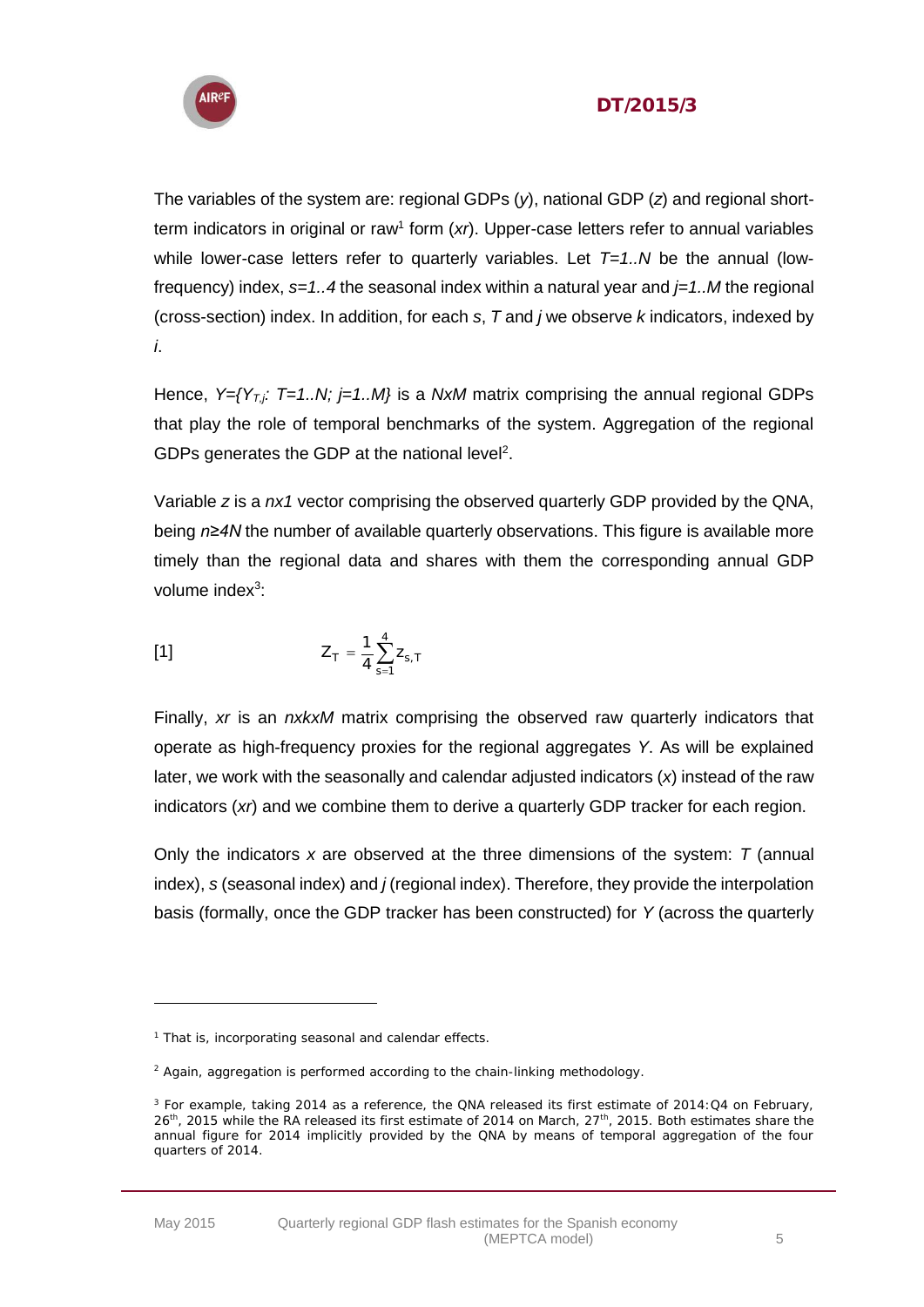The variables of the system are: regional GDPs ($y$), national GDP ($z$) and regional short-term indicators in original or raw[1] form ($xr$). Upper-case letters refer to annual variables while lower-case letters refer to quarterly variables. Let $T=1..N$ be the annual (low-frequency) index, $s=1..4$ the seasonal index within a natural year and $j=1..M$ the regional (cross-section) index. In addition, for each $s$, $T$ and $j$ we observe $k$ indicators, indexed by $i$.

Hence, $Y=\{Y_{T,j}: T=1..N; j=1..M\}$ is a $NxM$ matrix comprising the annual regional GDPs that play the role of temporal benchmarks of the system. Aggregation of the regional GDPs generates the GDP at the national level[2].

Variable $z$ is a $nx1$ vector comprising the observed quarterly GDP provided by the QNA, being $n \geq 4N$ the number of available quarterly observations. This figure is available more timely than the regional data and shares with them the corresponding annual GDP volume index[3]:

$$Z_T = \frac{1}{4}\sum_{s=1}^{4} z_{s,T} \qquad [1]$$

Finally, $xr$ is an $nxkxM$ matrix comprising the observed raw quarterly indicators that operate as high-frequency proxies for the regional aggregates $Y$. As will be explained later, we work with the seasonally and calendar adjusted indicators ($x$) instead of the raw indicators ($xr$) and we combine them to derive a quarterly GDP tracker for each region.

Only the indicators $x$ are observed at the three dimensions of the system: $T$ (annual index), $s$ (seasonal index) and $j$ (regional index). Therefore, they provide the interpolation basis (formally, once the GDP tracker has been constructed) for $Y$ (across the quarterly

---

[1] That is, incorporating seasonal and calendar effects.

[2] Again, aggregation is performed according to the chain-linking methodology.

[3] For example, taking 2014 as a reference, the QNA released its first estimate of 2014:Q4 on February, 26th, 2015 while the RA released its first estimate of 2014 on March, 27th, 2015. Both estimates share the annual figure for 2014 implicitly provided by the QNA by means of temporal aggregation of the four quarters of 2014.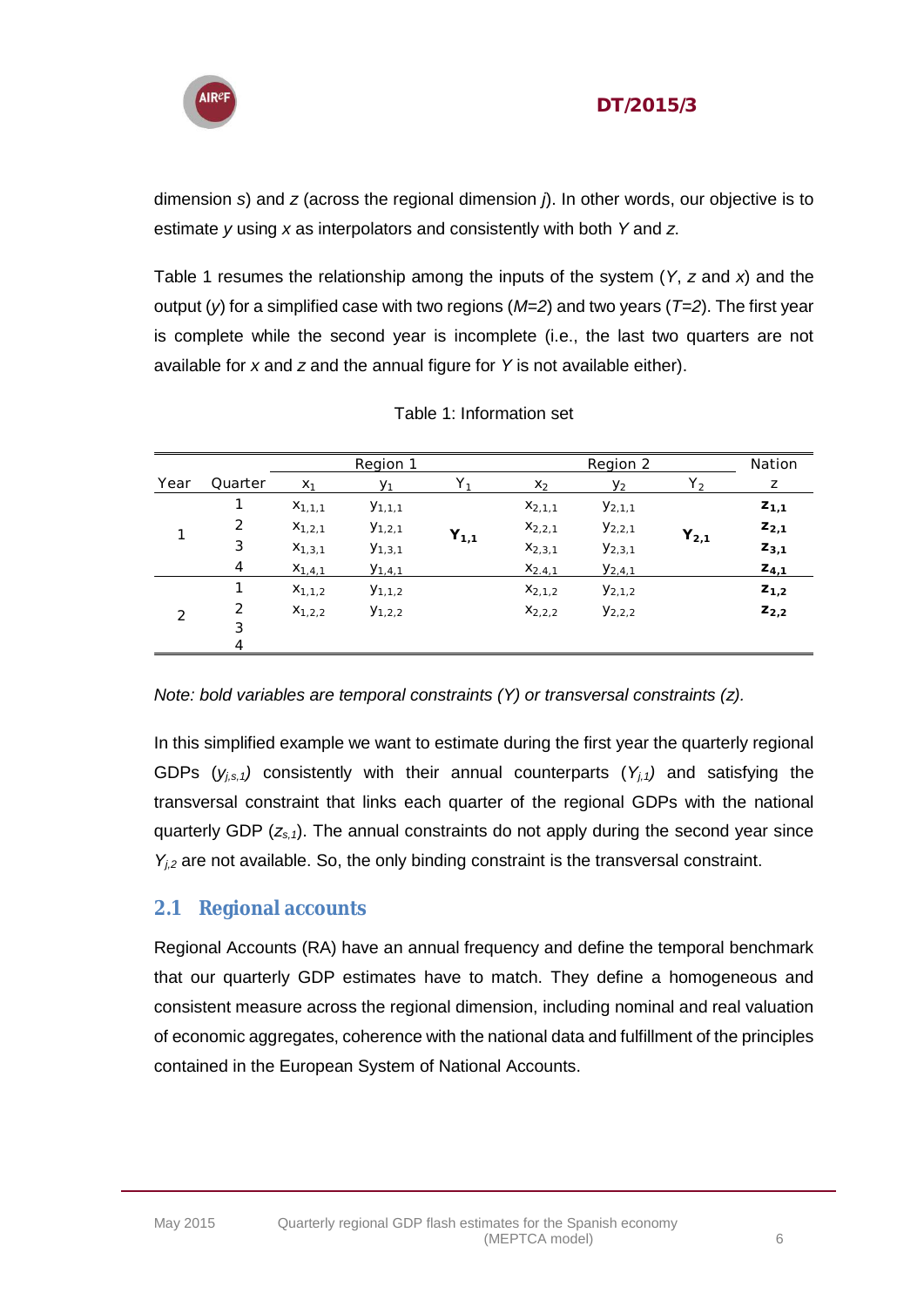dimension *s*) and *z* (across the regional dimension *j*). In other words, our objective is to estimate *y* using *x* as interpolators and consistently with both *Y* and *z*.

Table 1 resumes the relationship among the inputs of the system (*Y*, *z* and *x*) and the output (*y*) for a simplified case with two regions (*M=2*) and two years (*T=2*). The first year is complete while the second year is incomplete (i.e., the last two quarters are not available for *x* and *z* and the annual figure for *Y* is not available either).

Table 1: Information set

| | | Region 1 | | | Region 2 | | | Nation |
|---|---|---|---|---|---|---|---|---|
| Year | Quarter | $x_1$ | $y_1$ | $Y_1$ | $x_2$ | $y_2$ | $Y_2$ | $z$ |
| 1 | 1 | $x_{1,1,1}$ | $y_{1,1,1}$ | $\mathbf{Y_{1,1}}$ | $x_{2,1,1}$ | $y_{2,1,1}$ | $\mathbf{Y_{2,1}}$ | $\mathbf{z_{1,1}}$ |
| | 2 | $x_{1,2,1}$ | $y_{1,2,1}$ | | $x_{2,2,1}$ | $y_{2,2,1}$ | | $\mathbf{z_{2,1}}$ |
| | 3 | $x_{1,3,1}$ | $y_{1,3,1}$ | | $x_{2,3,1}$ | $y_{2,3,1}$ | | $\mathbf{z_{3,1}}$ |
| | 4 | $x_{1,4,1}$ | $y_{1,4,1}$ | | $x_{2,4,1}$ | $y_{2,4,1}$ | | $\mathbf{z_{4,1}}$ |
| 2 | 1 | $x_{1,1,2}$ | $y_{1,1,2}$ | | $x_{2,1,2}$ | $y_{2,1,2}$ | | $\mathbf{z_{1,2}}$ |
| | 2 | $x_{1,2,2}$ | $y_{1,2,2}$ | | $x_{2,2,2}$ | $y_{2,2,2}$ | | $\mathbf{z_{2,2}}$ |
| | 3 | | | | | | | |
| | 4 | | | | | | | |

*Note: bold variables are temporal constraints (Y) or transversal constraints (z).*

In this simplified example we want to estimate during the first year the quarterly regional GDPs ($y_{j,s,1}$) consistently with their annual counterparts ($Y_{j,1}$) and satisfying the transversal constraint that links each quarter of the regional GDPs with the national quarterly GDP ($z_{s,1}$). The annual constraints do not apply during the second year since $Y_{j,2}$ are not available. So, the only binding constraint is the transversal constraint.

## 2.1 Regional accounts

Regional Accounts (RA) have an annual frequency and define the temporal benchmark that our quarterly GDP estimates have to match. They define a homogeneous and consistent measure across the regional dimension, including nominal and real valuation of economic aggregates, coherence with the national data and fulfillment of the principles contained in the European System of National Accounts.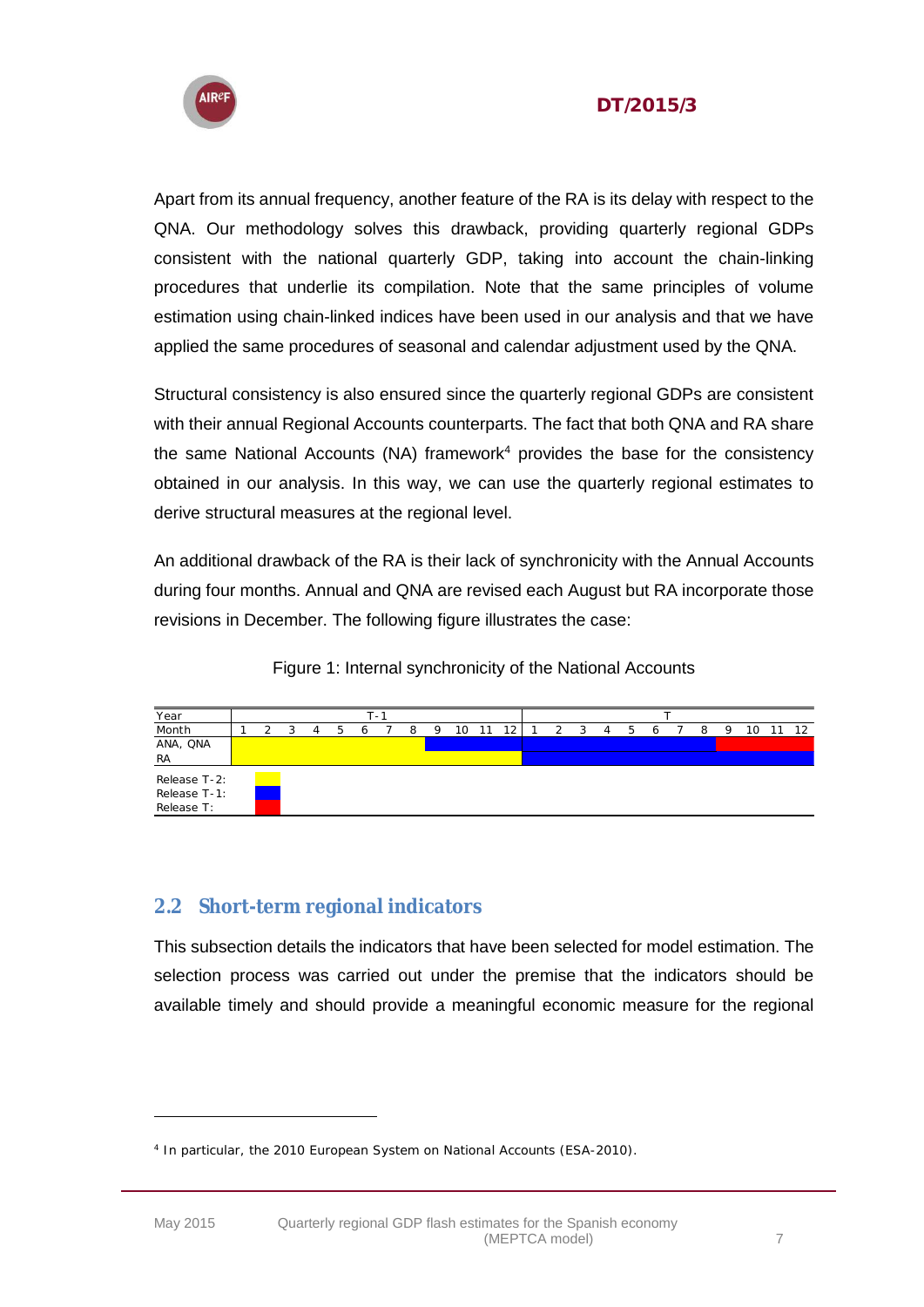Apart from its annual frequency, another feature of the RA is its delay with respect to the QNA. Our methodology solves this drawback, providing quarterly regional GDPs consistent with the national quarterly GDP, taking into account the chain-linking procedures that underlie its compilation. Note that the same principles of volume estimation using chain-linked indices have been used in our analysis and that we have applied the same procedures of seasonal and calendar adjustment used by the QNA.

Structural consistency is also ensured since the quarterly regional GDPs are consistent with their annual Regional Accounts counterparts. The fact that both QNA and RA share the same National Accounts (NA) framework[4] provides the base for the consistency obtained in our analysis. In this way, we can use the quarterly regional estimates to derive structural measures at the regional level.

An additional drawback of the RA is their lack of synchronicity with the Annual Accounts during four months. Annual and QNA are revised each August but RA incorporate those revisions in December. The following figure illustrates the case:

Figure 1: Internal synchronicity of the National Accounts

| Year | T-1 | | | | | | | | | | | | T | | | | | | | | | | | |
|---|---|---|---|---|---|---|---|---|---|---|---|---|---|---|---|---|---|---|---|---|---|---|---|---|
| Month | 1 | 2 | 3 | 4 | 5 | 6 | 7 | 8 | 9 | 10 | 11 | 12 | 1 | 2 | 3 | 4 | 5 | 6 | 7 | 8 | 9 | 10 | 11 | 12 |
| ANA, QNA | T-2 | T-2 | T-2 | T-2 | T-2 | T-2 | T-2 | T-2 | T-1 | T-1 | T-1 | T-1 | T-1 | T-1 | T-1 | T-1 | T-1 | T-1 | T-1 | T-1 | T | T | T | T |
| RA | T-2 | T-2 | T-2 | T-2 | T-2 | T-2 | T-2 | T-2 | T-2 | T-2 | T-2 | T-2 | T-1 | T-1 | T-1 | T-1 | T-1 | T-1 | T-1 | T-1 | T-1 | T-1 | T-1 | T-1 |

Release T-2: (yellow)
Release T-1: (blue)
Release T: (red)

## 2.2 Short-term regional indicators

This subsection details the indicators that have been selected for model estimation. The selection process was carried out under the premise that the indicators should be available timely and should provide a meaningful economic measure for the regional

---

[4] In particular, the 2010 European System on National Accounts (ESA-2010).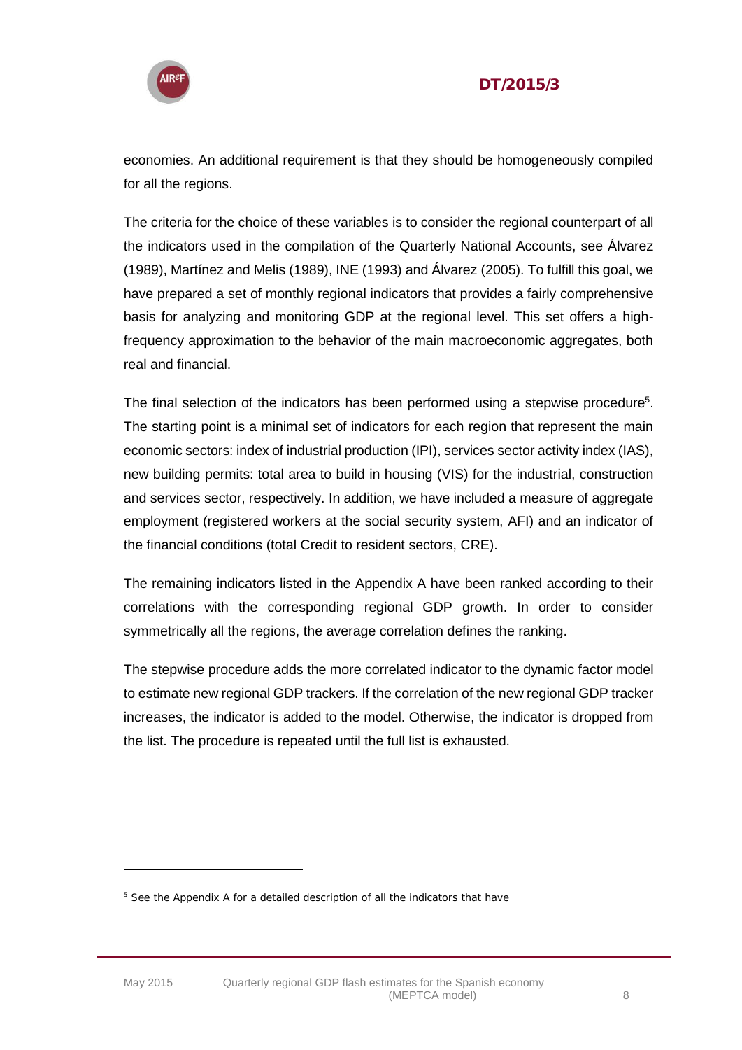economies. An additional requirement is that they should be homogeneously compiled for all the regions.

The criteria for the choice of these variables is to consider the regional counterpart of all the indicators used in the compilation of the Quarterly National Accounts, see Álvarez (1989), Martínez and Melis (1989), INE (1993) and Álvarez (2005). To fulfill this goal, we have prepared a set of monthly regional indicators that provides a fairly comprehensive basis for analyzing and monitoring GDP at the regional level. This set offers a high-frequency approximation to the behavior of the main macroeconomic aggregates, both real and financial.

The final selection of the indicators has been performed using a stepwise procedure[5]. The starting point is a minimal set of indicators for each region that represent the main economic sectors: index of industrial production (IPI), services sector activity index (IAS), new building permits: total area to build in housing (VIS) for the industrial, construction and services sector, respectively. In addition, we have included a measure of aggregate employment (registered workers at the social security system, AFI) and an indicator of the financial conditions (total Credit to resident sectors, CRE).

The remaining indicators listed in the Appendix A have been ranked according to their correlations with the corresponding regional GDP growth. In order to consider symmetrically all the regions, the average correlation defines the ranking.

The stepwise procedure adds the more correlated indicator to the dynamic factor model to estimate new regional GDP trackers. If the correlation of the new regional GDP tracker increases, the indicator is added to the model. Otherwise, the indicator is dropped from the list. The procedure is repeated until the full list is exhausted.

[5] See the Appendix A for a detailed description of all the indicators that have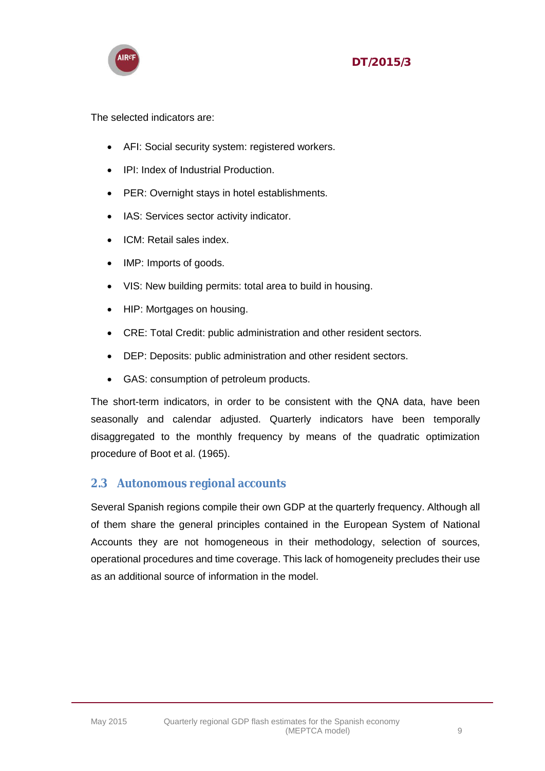The selected indicators are:

- AFI: Social security system: registered workers.
- IPI: Index of Industrial Production.
- PER: Overnight stays in hotel establishments.
- IAS: Services sector activity indicator.
- ICM: Retail sales index.
- IMP: Imports of goods.
- VIS: New building permits: total area to build in housing.
- HIP: Mortgages on housing.
- CRE: Total Credit: public administration and other resident sectors.
- DEP: Deposits: public administration and other resident sectors.
- GAS: consumption of petroleum products.

The short-term indicators, in order to be consistent with the QNA data, have been seasonally and calendar adjusted. Quarterly indicators have been temporally disaggregated to the monthly frequency by means of the quadratic optimization procedure of Boot et al. (1965).

## 2.3 Autonomous regional accounts

Several Spanish regions compile their own GDP at the quarterly frequency. Although all of them share the general principles contained in the European System of National Accounts they are not homogeneous in their methodology, selection of sources, operational procedures and time coverage. This lack of homogeneity precludes their use as an additional source of information in the model.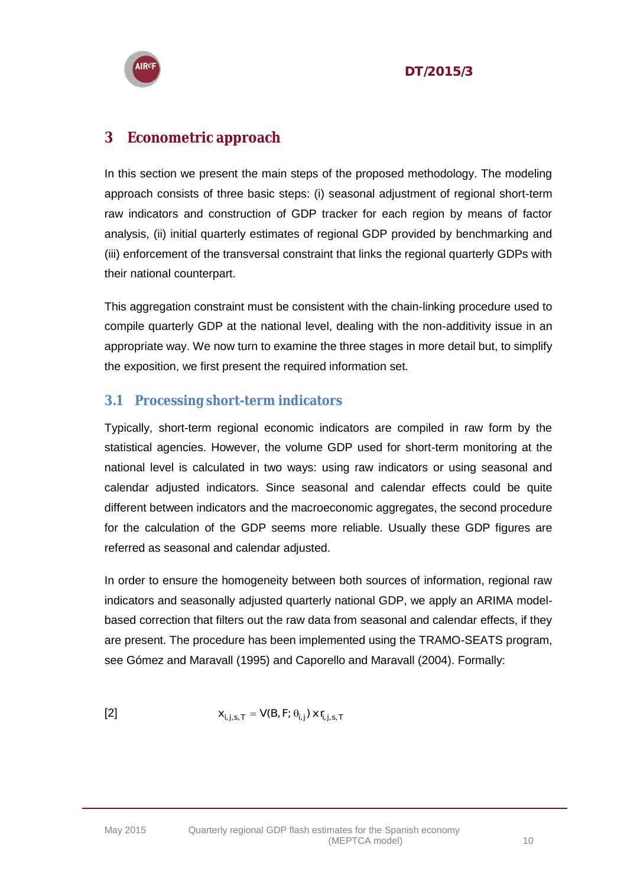# 3 Econometric approach

In this section we present the main steps of the proposed methodology. The modeling approach consists of three basic steps: (i) seasonal adjustment of regional short-term raw indicators and construction of GDP tracker for each region by means of factor analysis, (ii) initial quarterly estimates of regional GDP provided by benchmarking and (iii) enforcement of the transversal constraint that links the regional quarterly GDPs with their national counterpart.

This aggregation constraint must be consistent with the chain-linking procedure used to compile quarterly GDP at the national level, dealing with the non-additivity issue in an appropriate way. We now turn to examine the three stages in more detail but, to simplify the exposition, we first present the required information set.

## 3.1 Processing short-term indicators

Typically, short-term regional economic indicators are compiled in raw form by the statistical agencies. However, the volume GDP used for short-term monitoring at the national level is calculated in two ways: using raw indicators or using seasonal and calendar adjusted indicators. Since seasonal and calendar effects could be quite different between indicators and the macroeconomic aggregates, the second procedure for the calculation of the GDP seems more reliable. Usually these GDP figures are referred as seasonal and calendar adjusted.

In order to ensure the homogeneity between both sources of information, regional raw indicators and seasonally adjusted quarterly national GDP, we apply an ARIMA model-based correction that filters out the raw data from seasonal and calendar effects, if they are present. The procedure has been implemented using the TRAMO-SEATS program, see Gómez and Maravall (1995) and Caporello and Maravall (2004). Formally:

[2] $$x_{i,j,s,T} = V(B,F;\theta_{i,j}) \times r_{i,j,s,T}$$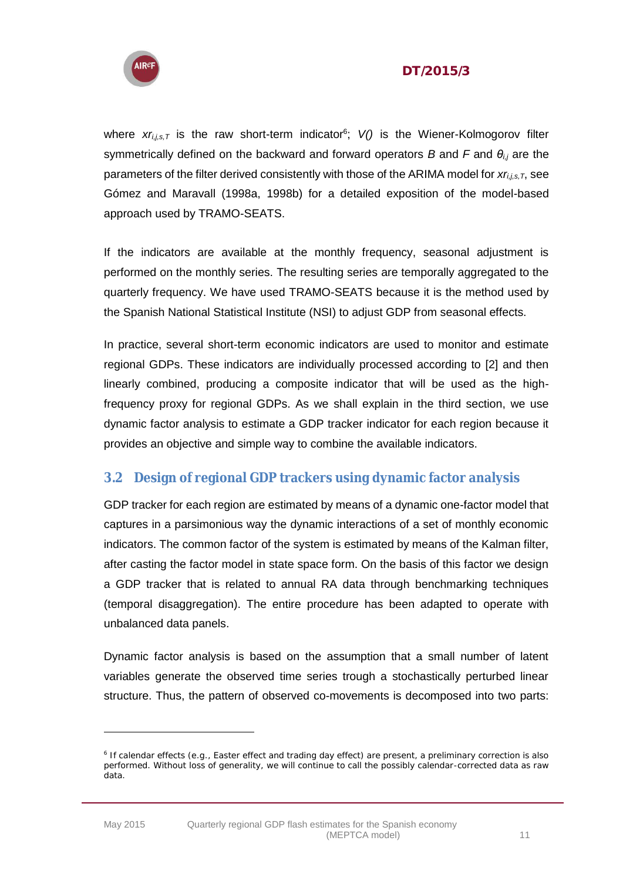where $xr_{i,j,s,T}$ is the raw short-term indicator[6]; $V()$ is the Wiener-Kolmogorov filter symmetrically defined on the backward and forward operators $B$ and $F$ and $\theta_{i,j}$ are the parameters of the filter derived consistently with those of the ARIMA model for $xr_{i,j,s,T}$, see Gómez and Maravall (1998a, 1998b) for a detailed exposition of the model-based approach used by TRAMO-SEATS.

If the indicators are available at the monthly frequency, seasonal adjustment is performed on the monthly series. The resulting series are temporally aggregated to the quarterly frequency. We have used TRAMO-SEATS because it is the method used by the Spanish National Statistical Institute (NSI) to adjust GDP from seasonal effects.

In practice, several short-term economic indicators are used to monitor and estimate regional GDPs. These indicators are individually processed according to [2] and then linearly combined, producing a composite indicator that will be used as the high-frequency proxy for regional GDPs. As we shall explain in the third section, we use dynamic factor analysis to estimate a GDP tracker indicator for each region because it provides an objective and simple way to combine the available indicators.

## 3.2 Design of regional GDP trackers using dynamic factor analysis

GDP tracker for each region are estimated by means of a dynamic one-factor model that captures in a parsimonious way the dynamic interactions of a set of monthly economic indicators. The common factor of the system is estimated by means of the Kalman filter, after casting the factor model in state space form. On the basis of this factor we design a GDP tracker that is related to annual RA data through benchmarking techniques (temporal disaggregation). The entire procedure has been adapted to operate with unbalanced data panels.

Dynamic factor analysis is based on the assumption that a small number of latent variables generate the observed time series trough a stochastically perturbed linear structure. Thus, the pattern of observed co-movements is decomposed into two parts:

[6] If calendar effects (e.g., Easter effect and trading day effect) are present, a preliminary correction is also performed. Without loss of generality, we will continue to call the possibly calendar-corrected data as raw data.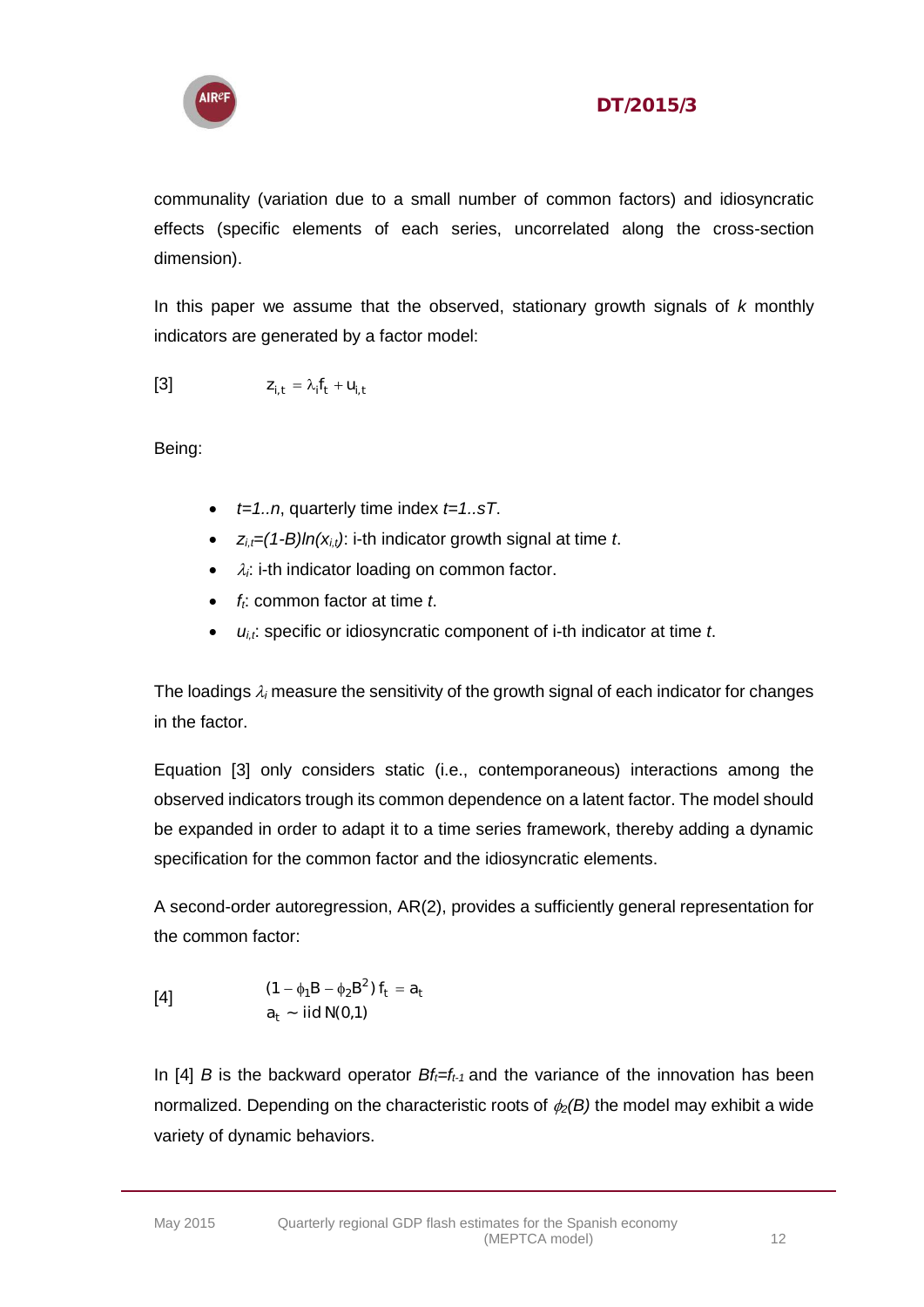communality (variation due to a small number of common factors) and idiosyncratic effects (specific elements of each series, uncorrelated along the cross-section dimension).

In this paper we assume that the observed, stationary growth signals of *k* monthly indicators are generated by a factor model:

$$z_{i,t} = \lambda_i f_t + u_{i,t} \qquad [3]$$

Being:

- $t=1..n$, quarterly time index $t=1..sT$.
- $z_{i,t}=(1-B)ln(x_{i,t})$: i-th indicator growth signal at time *t*.
- $\lambda_i$: i-th indicator loading on common factor.
- $f_t$: common factor at time *t*.
- $u_{i,t}$: specific or idiosyncratic component of i-th indicator at time *t*.

The loadings $\lambda_i$ measure the sensitivity of the growth signal of each indicator for changes in the factor.

Equation [3] only considers static (i.e., contemporaneous) interactions among the observed indicators trough its common dependence on a latent factor. The model should be expanded in order to adapt it to a time series framework, thereby adding a dynamic specification for the common factor and the idiosyncratic elements.

A second-order autoregression, AR(2), provides a sufficiently general representation for the common factor:

$$\begin{aligned} &(1-\phi_1 B - \phi_2 B^2)\, f_t = a_t \\ &a_t \sim \text{iid } N(0,1) \end{aligned} \qquad [4]$$

In [4] *B* is the backward operator $Bf_t=f_{t-1}$ and the variance of the innovation has been normalized. Depending on the characteristic roots of $\phi_2(B)$ the model may exhibit a wide variety of dynamic behaviors.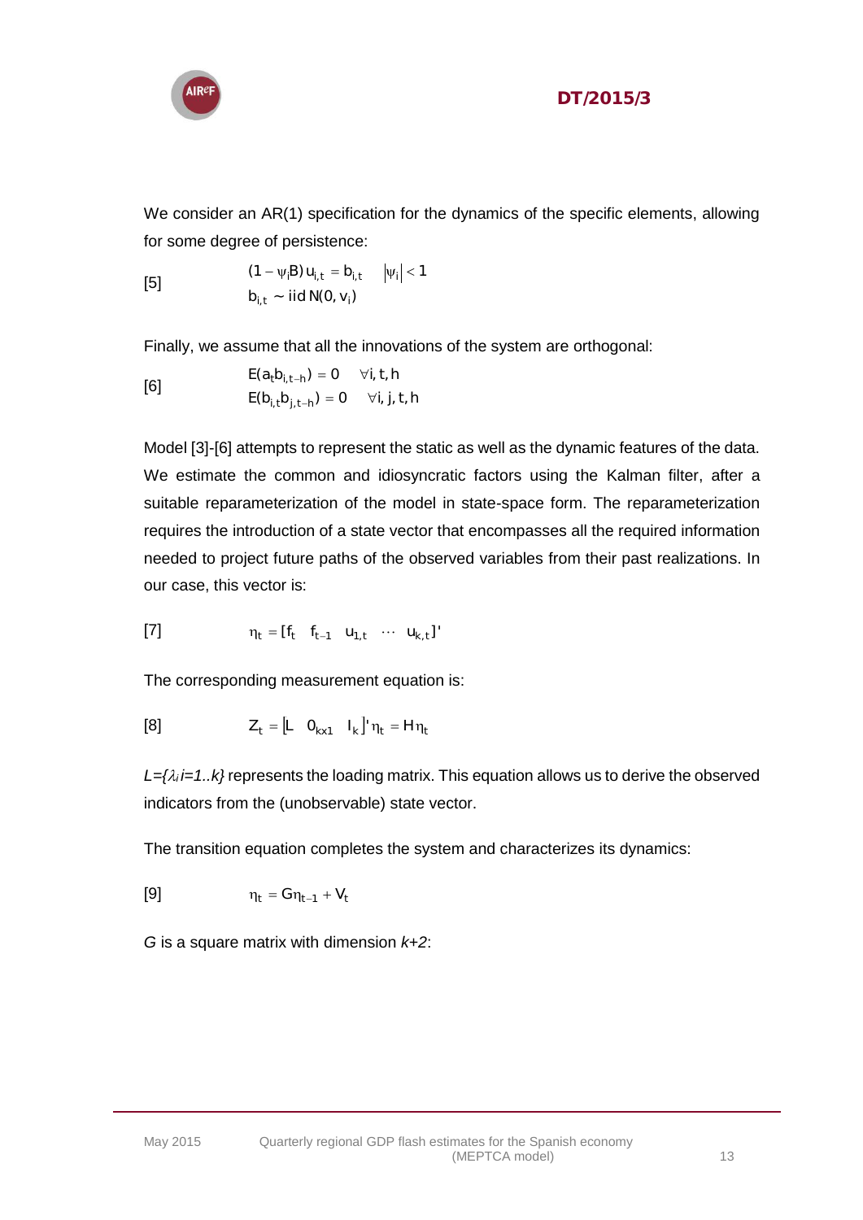We consider an AR(1) specification for the dynamics of the specific elements, allowing for some degree of persistence:

$$
[5] \qquad \begin{aligned} &(1-\psi_i B)\, u_{i,t} = b_{i,t} \qquad |\psi_i| < 1 \\ &b_{i,t} \sim \text{iid}\, N(0, v_i) \end{aligned}
$$

Finally, we assume that all the innovations of the system are orthogonal:

$$
[6] \qquad \begin{aligned} &E(a_t b_{i,t-h}) = 0 \quad \forall i, t, h \\ &E(b_{i,t} b_{j,t-h}) = 0 \quad \forall i, j, t, h \end{aligned}
$$

Model [3]-[6] attempts to represent the static as well as the dynamic features of the data. We estimate the common and idiosyncratic factors using the Kalman filter, after a suitable reparameterization of the model in state-space form. The reparameterization requires the introduction of a state vector that encompasses all the required information needed to project future paths of the observed variables from their past realizations. In our case, this vector is:

$$
[7] \qquad \eta_t = [f_t \quad f_{t-1} \quad u_{1,t} \quad \cdots \quad u_{k,t}]'
$$

The corresponding measurement equation is:

$$
[8] \qquad Z_t = [L \quad 0_{kx1} \quad I_k]' \eta_t = H \eta_t
$$

*$L=\{\lambda_i\, i=1..k\}$* represents the loading matrix. This equation allows us to derive the observed indicators from the (unobservable) state vector.

The transition equation completes the system and characterizes its dynamics:

$$
[9] \qquad \eta_t = G \eta_{t-1} + V_t
$$

*G* is a square matrix with dimension *k+2*: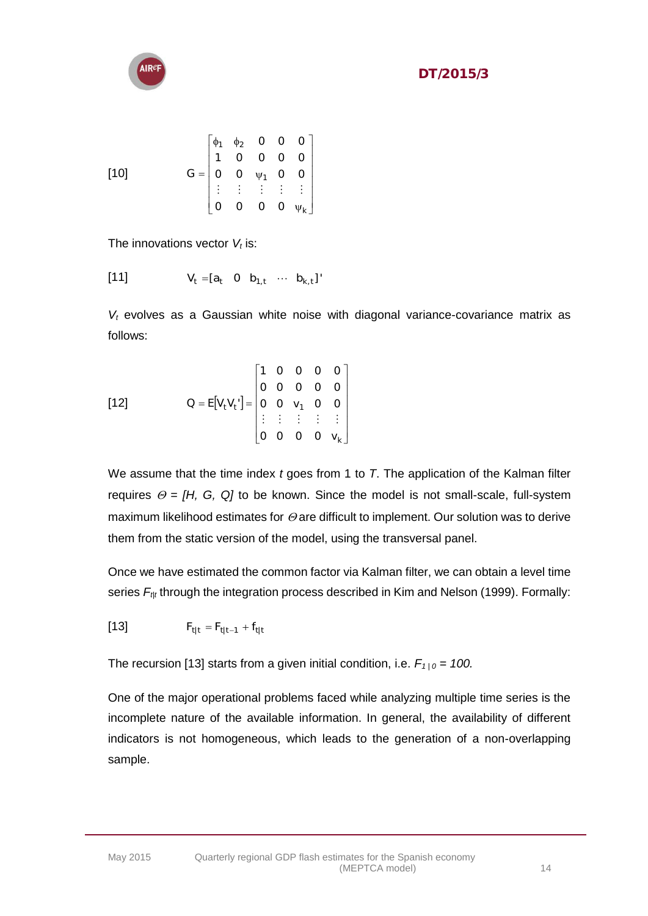[10] 
$$G = \begin{bmatrix} \phi_1 & \phi_2 & 0 & 0 & 0 \\ 1 & 0 & 0 & 0 & 0 \\ 0 & 0 & \psi_1 & 0 & 0 \\ \vdots & \vdots & \vdots & \vdots & \vdots \\ 0 & 0 & 0 & 0 & \psi_k \end{bmatrix}$$

The innovations vector $V_t$ is:

[11] 
$$V_t = [a_t \quad 0 \quad b_{1,t} \quad \cdots \quad b_{k,t}]'$$

$V_t$ evolves as a Gaussian white noise with diagonal variance-covariance matrix as follows:

[12] 
$$Q = E[V_t V_t'] = \begin{bmatrix} 1 & 0 & 0 & 0 & 0 \\ 0 & 0 & 0 & 0 & 0 \\ 0 & 0 & v_1 & 0 & 0 \\ \vdots & \vdots & \vdots & \vdots & \vdots \\ 0 & 0 & 0 & 0 & v_k \end{bmatrix}$$

We assume that the time index $t$ goes from 1 to $T$. The application of the Kalman filter requires $\Theta = [H, G, Q]$ to be known. Since the model is not small-scale, full-system maximum likelihood estimates for $\Theta$ are difficult to implement. Our solution was to derive them from the static version of the model, using the transversal panel.

Once we have estimated the common factor via Kalman filter, we can obtain a level time series $F_{t|t}$ through the integration process described in Kim and Nelson (1999). Formally:

[13] 
$$F_{t|t} = F_{t|t-1} + f_{t|t}$$

The recursion [13] starts from a given initial condition, i.e. $F_{1|0} = 100$.

One of the major operational problems faced while analyzing multiple time series is the incomplete nature of the available information. In general, the availability of different indicators is not homogeneous, which leads to the generation of a non-overlapping sample.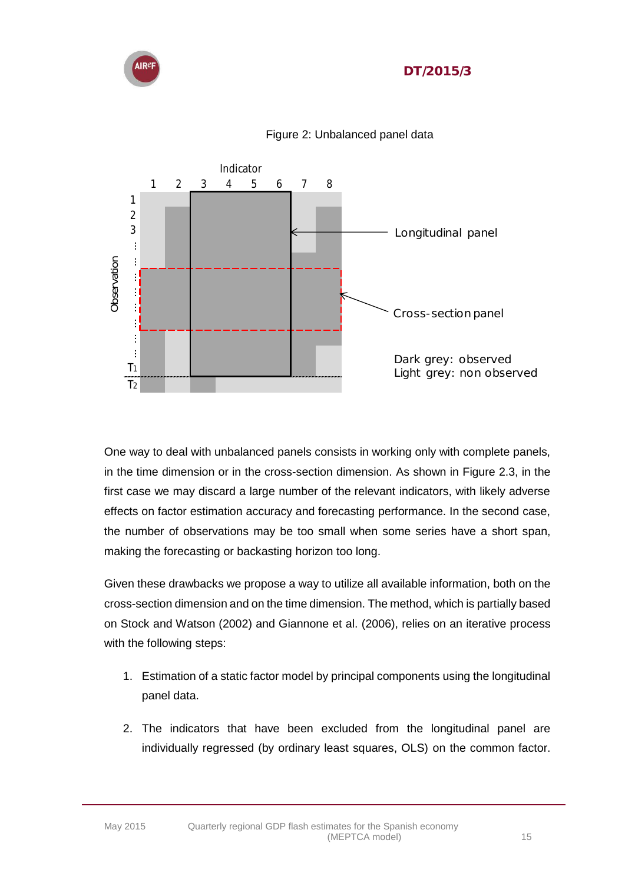Figure 2: Unbalanced panel data

One way to deal with unbalanced panels consists in working only with complete panels, in the time dimension or in the cross-section dimension. As shown in Figure 2.3, in the first case we may discard a large number of the relevant indicators, with likely adverse effects on factor estimation accuracy and forecasting performance. In the second case, the number of observations may be too small when some series have a short span, making the forecasting or backasting horizon too long.

Given these drawbacks we propose a way to utilize all available information, both on the cross-section dimension and on the time dimension. The method, which is partially based on Stock and Watson (2002) and Giannone et al. (2006), relies on an iterative process with the following steps:

1. Estimation of a static factor model by principal components using the longitudinal panel data.
2. The indicators that have been excluded from the longitudinal panel are individually regressed (by ordinary least squares, OLS) on the common factor.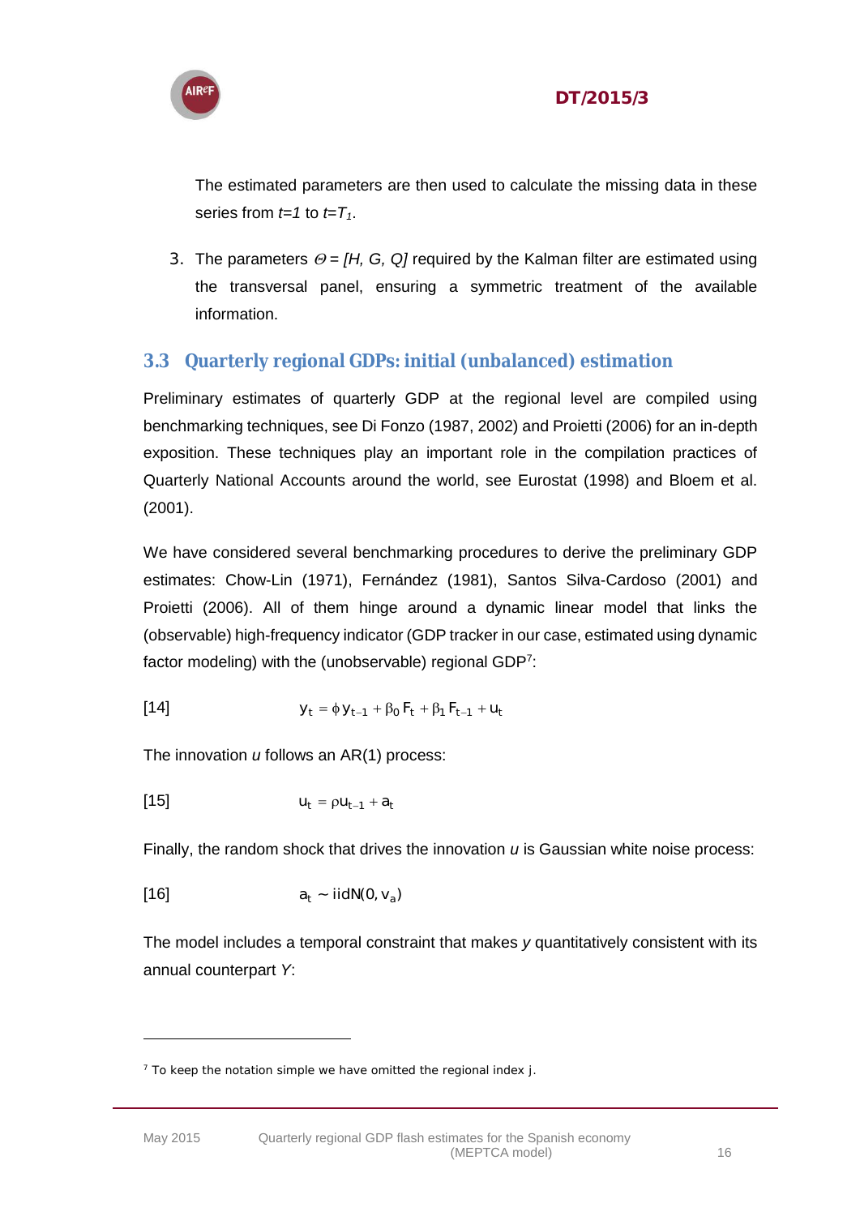The estimated parameters are then used to calculate the missing data in these series from $t=1$ to $t=T_1$.

3. The parameters $\Theta = [H, G, Q]$ required by the Kalman filter are estimated using the transversal panel, ensuring a symmetric treatment of the available information.

## 3.3 Quarterly regional GDPs: initial (unbalanced) estimation

Preliminary estimates of quarterly GDP at the regional level are compiled using benchmarking techniques, see Di Fonzo (1987, 2002) and Proietti (2006) for an in-depth exposition. These techniques play an important role in the compilation practices of Quarterly National Accounts around the world, see Eurostat (1998) and Bloem et al. (2001).

We have considered several benchmarking procedures to derive the preliminary GDP estimates: Chow-Lin (1971), Fernández (1981), Santos Silva-Cardoso (2001) and Proietti (2006). All of them hinge around a dynamic linear model that links the (observable) high-frequency indicator (GDP tracker in our case, estimated using dynamic factor modeling) with the (unobservable) regional GDP[7]:

[14] $$y_t = \phi y_{t-1} + \beta_0 F_t + \beta_1 F_{t-1} + u_t$$

The innovation $u$ follows an AR(1) process:

[15] $$u_t = \rho u_{t-1} + a_t$$

Finally, the random shock that drives the innovation $u$ is Gaussian white noise process:

[16] $$a_t \sim iidN(0, v_a)$$

The model includes a temporal constraint that makes $y$ quantitatively consistent with its annual counterpart $Y$:

[7] To keep the notation simple we have omitted the regional index j.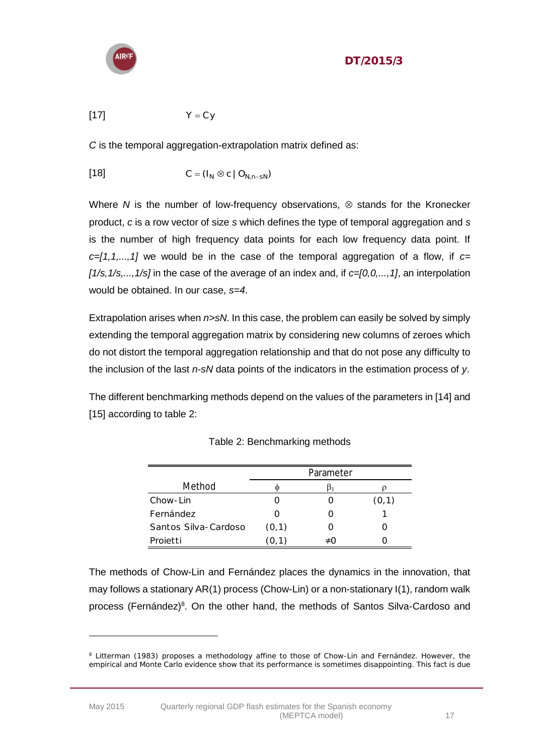[17] $$Y = Cy$$

*C* is the temporal aggregation-extrapolation matrix defined as:

[18] $$C = (I_N \otimes c \,|\, O_{N,n-sN})$$

Where *N* is the number of low-frequency observations, $\otimes$ stands for the Kronecker product, *c* is a row vector of size *s* which defines the type of temporal aggregation and *s* is the number of high frequency data points for each low frequency data point. If *c=[1,1,...,1]* we would be in the case of the temporal aggregation of a flow, if *c= [1/s,1/s,...,1/s]* in the case of the average of an index and, if *c=[0,0,...,1]*, an interpolation would be obtained. In our case, *s=4*.

Extrapolation arises when *n>sN*. In this case, the problem can easily be solved by simply extending the temporal aggregation matrix by considering new columns of zeroes which do not distort the temporal aggregation relationship and that do not pose any difficulty to the inclusion of the last *n-sN* data points of the indicators in the estimation process of *y*.

The different benchmarking methods depend on the values of the parameters in [14] and [15] according to table 2:

Table 2: Benchmarking methods

| Method | Parameter | | |
|---|---|---|---|
| | $\phi$ | $\beta_1$ | $\rho$ |
| Chow-Lin | 0 | 0 | (0,1) |
| Fernández | 0 | 0 | 1 |
| Santos Silva-Cardoso | (0,1) | 0 | 0 |
| Proietti | (0,1) | ≠0 | 0 |

The methods of Chow-Lin and Fernández places the dynamics in the innovation, that may follows a stationary AR(1) process (Chow-Lin) or a non-stationary I(1), random walk process (Fernández)[8]. On the other hand, the methods of Santos Silva-Cardoso and

[8] Litterman (1983) proposes a methodology affine to those of Chow-Lin and Fernández. However, the empirical and Monte Carlo evidence show that its performance is sometimes disappointing. This fact is due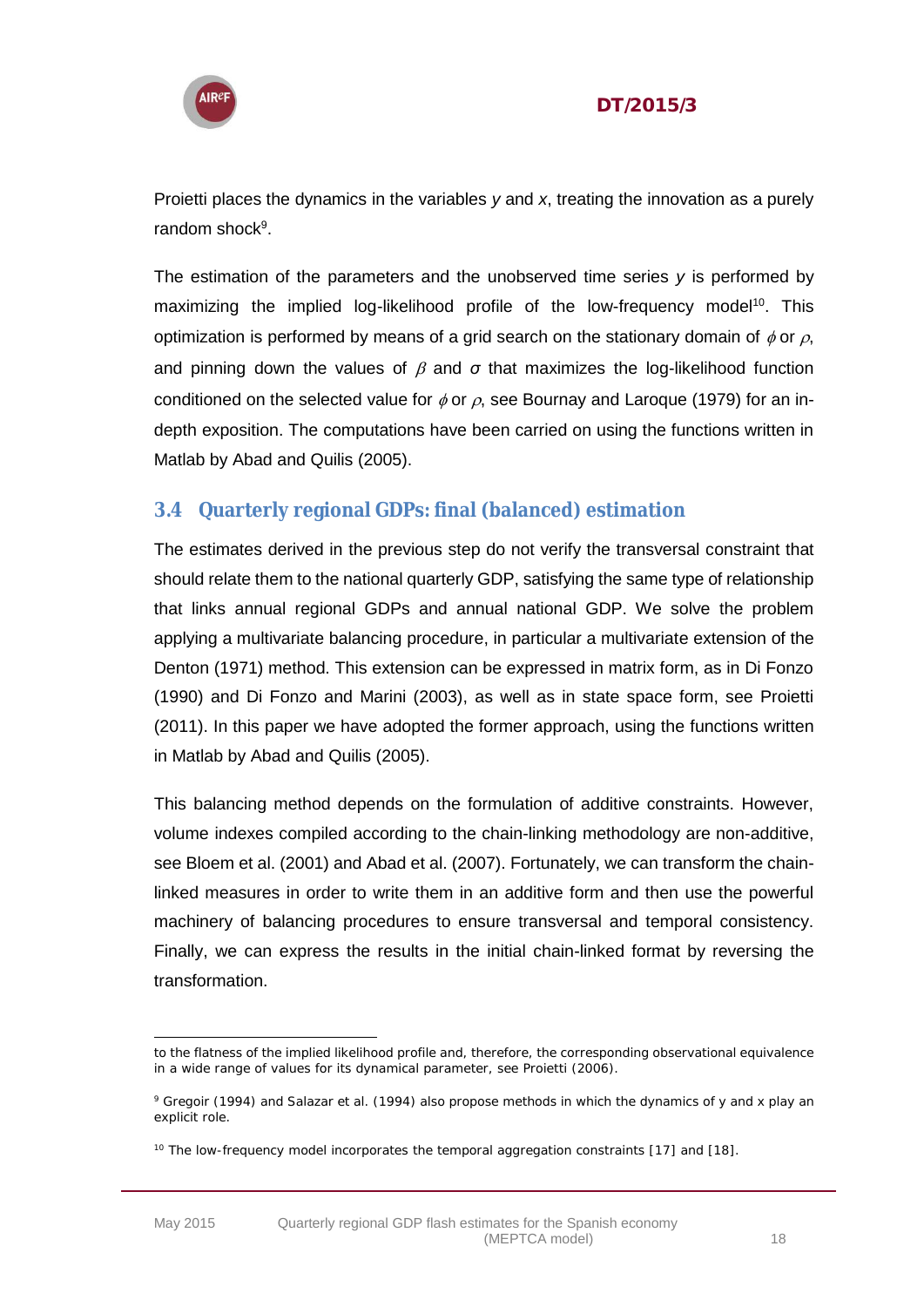Proietti places the dynamics in the variables *y* and *x*, treating the innovation as a purely random shock[9].

The estimation of the parameters and the unobserved time series *y* is performed by maximizing the implied log-likelihood profile of the low-frequency model[10]. This optimization is performed by means of a grid search on the stationary domain of $\phi$ or $\rho$, and pinning down the values of $\beta$ and $\sigma$ that maximizes the log-likelihood function conditioned on the selected value for $\phi$ or $\rho$, see Bournay and Laroque (1979) for an in-depth exposition. The computations have been carried on using the functions written in Matlab by Abad and Quilis (2005).

## 3.4 Quarterly regional GDPs: final (balanced) estimation

The estimates derived in the previous step do not verify the transversal constraint that should relate them to the national quarterly GDP, satisfying the same type of relationship that links annual regional GDPs and annual national GDP. We solve the problem applying a multivariate balancing procedure, in particular a multivariate extension of the Denton (1971) method. This extension can be expressed in matrix form, as in Di Fonzo (1990) and Di Fonzo and Marini (2003), as well as in state space form, see Proietti (2011). In this paper we have adopted the former approach, using the functions written in Matlab by Abad and Quilis (2005).

This balancing method depends on the formulation of additive constraints. However, volume indexes compiled according to the chain-linking methodology are non-additive, see Bloem et al. (2001) and Abad et al. (2007). Fortunately, we can transform the chain-linked measures in order to write them in an additive form and then use the powerful machinery of balancing procedures to ensure transversal and temporal consistency. Finally, we can express the results in the initial chain-linked format by reversing the transformation.

---

to the flatness of the implied likelihood profile and, therefore, the corresponding observational equivalence in a wide range of values for its dynamical parameter, see Proietti (2006).

[9] Gregoir (1994) and Salazar et al. (1994) also propose methods in which the dynamics of y and x play an explicit role.

[10] The low-frequency model incorporates the temporal aggregation constraints [17] and [18].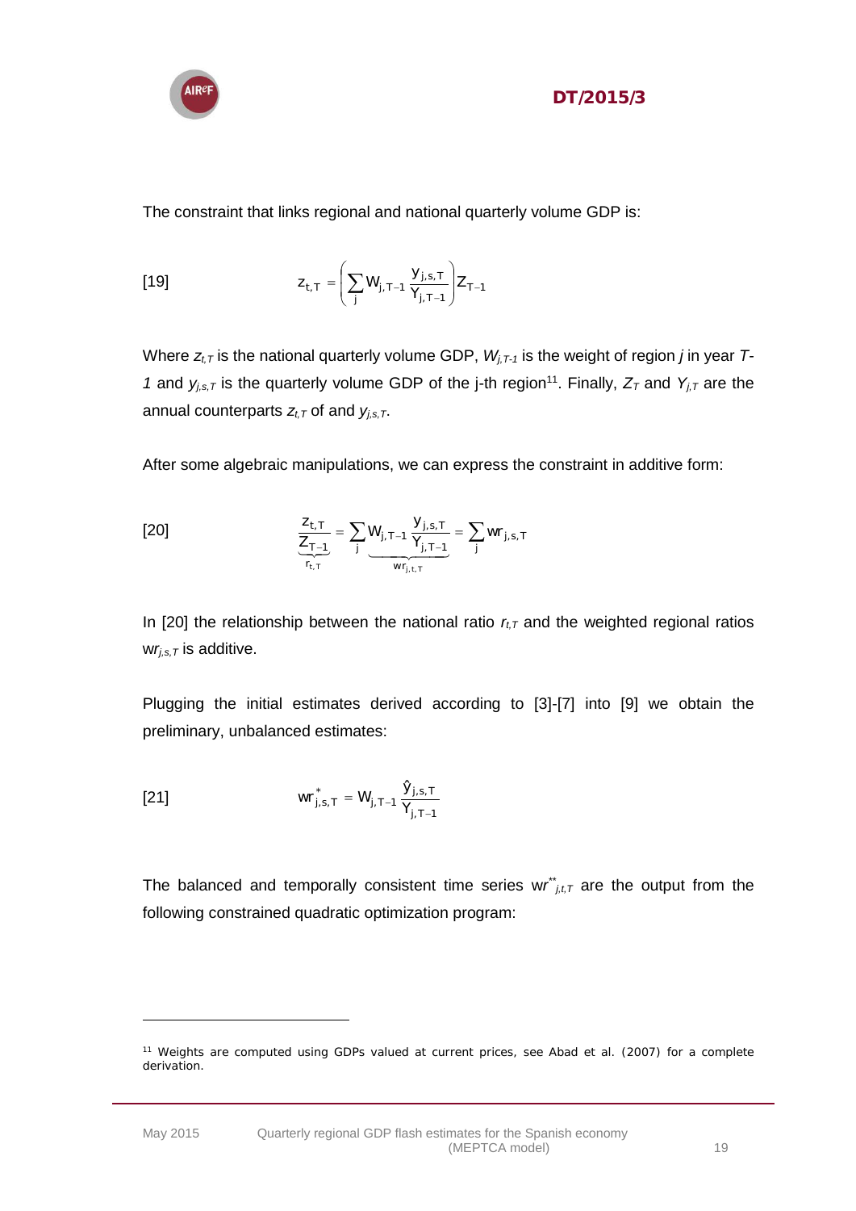The constraint that links regional and national quarterly volume GDP is:

$$
[19] \qquad z_{t,T} = \left( \sum_j W_{j,T-1} \frac{y_{j,s,T}}{Y_{j,T-1}} \right) Z_{T-1}
$$

Where $z_{t,T}$ is the national quarterly volume GDP, $W_{j,T-1}$ is the weight of region $j$ in year $T-1$ and $y_{j,s,T}$ is the quarterly volume GDP of the j-th region[11]. Finally, $Z_T$ and $Y_{j,T}$ are the annual counterparts $z_{t,T}$ of and $y_{j,s,T}$.

After some algebraic manipulations, we can express the constraint in additive form:

$$
[20] \qquad \underbrace{\frac{z_{t,T}}{Z_{T-1}}}_{r_{t,T}} = \sum_j \underbrace{W_{j,T-1} \frac{y_{j,s,T}}{Y_{j,T-1}}}_{wr_{j,t,T}} = \sum_j wr_{j,s,T}
$$

In [20] the relationship between the national ratio $r_{t,T}$ and the weighted regional ratios $wr_{j,s,T}$ is additive.

Plugging the initial estimates derived according to [3]-[7] into [9] we obtain the preliminary, unbalanced estimates:

$$
[21] \qquad wr^{*}_{j,s,T} = W_{j,T-1} \frac{\hat{y}_{j,s,T}}{Y_{j,T-1}}
$$

The balanced and temporally consistent time series $wr^{**}_{j,t,T}$ are the output from the following constrained quadratic optimization program:

---

[11] Weights are computed using GDPs valued at current prices, see Abad et al. (2007) for a complete derivation.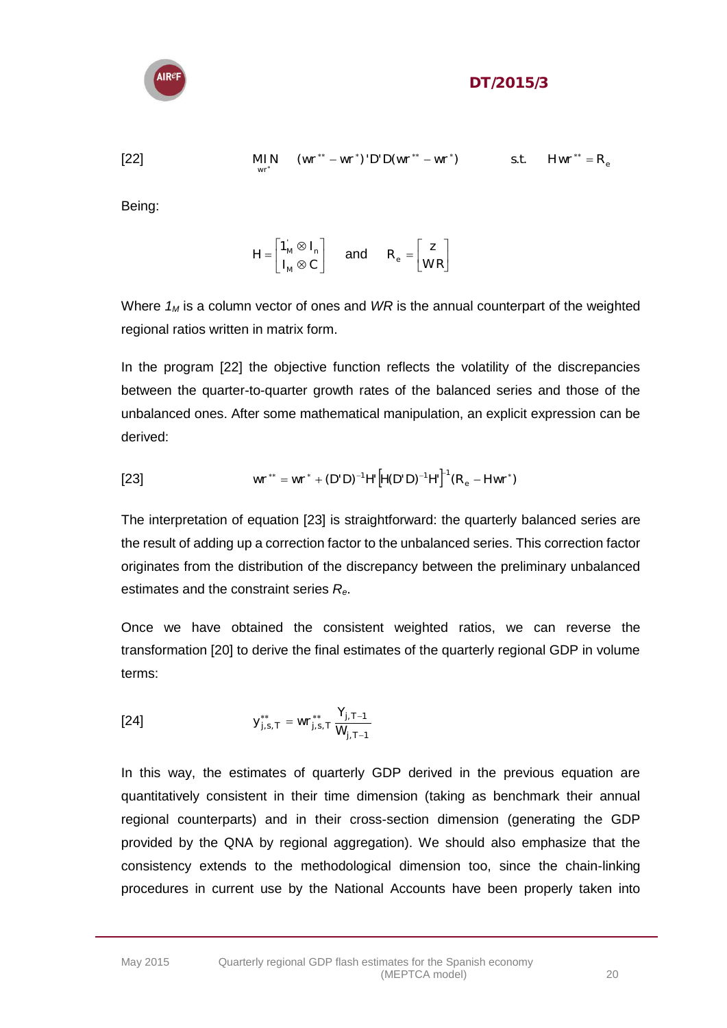[22] $$\underset{wr^{*}}{MIN} \quad (wr^{**} - wr^{*})'D'D(wr^{**} - wr^{*}) \qquad s.t. \quad Hwr^{**} = R_e$$

Being:

$$H = \begin{bmatrix} 1_M^{'} \otimes I_n \\ I_M \otimes C \end{bmatrix} \quad \text{and} \quad R_e = \begin{bmatrix} z \\ WR \end{bmatrix}$$

Where $1_M$ is a column vector of ones and *WR* is the annual counterpart of the weighted regional ratios written in matrix form.

In the program [22] the objective function reflects the volatility of the discrepancies between the quarter-to-quarter growth rates of the balanced series and those of the unbalanced ones. After some mathematical manipulation, an explicit expression can be derived:

[23] $$wr^{**} = wr^{*} + (D'D)^{-1}H'\left[H(D'D)^{-1}H'\right]^{-1}(R_e - Hwr^{*})$$

The interpretation of equation [23] is straightforward: the quarterly balanced series are the result of adding up a correction factor to the unbalanced series. This correction factor originates from the distribution of the discrepancy between the preliminary unbalanced estimates and the constraint series $R_e$.

Once we have obtained the consistent weighted ratios, we can reverse the transformation [20] to derive the final estimates of the quarterly regional GDP in volume terms:

[24] $$y^{**}_{j,s,T} = wr^{**}_{j,s,T} \frac{Y_{j,T-1}}{W_{j,T-1}}$$

In this way, the estimates of quarterly GDP derived in the previous equation are quantitatively consistent in their time dimension (taking as benchmark their annual regional counterparts) and in their cross-section dimension (generating the GDP provided by the QNA by regional aggregation). We should also emphasize that the consistency extends to the methodological dimension too, since the chain-linking procedures in current use by the National Accounts have been properly taken into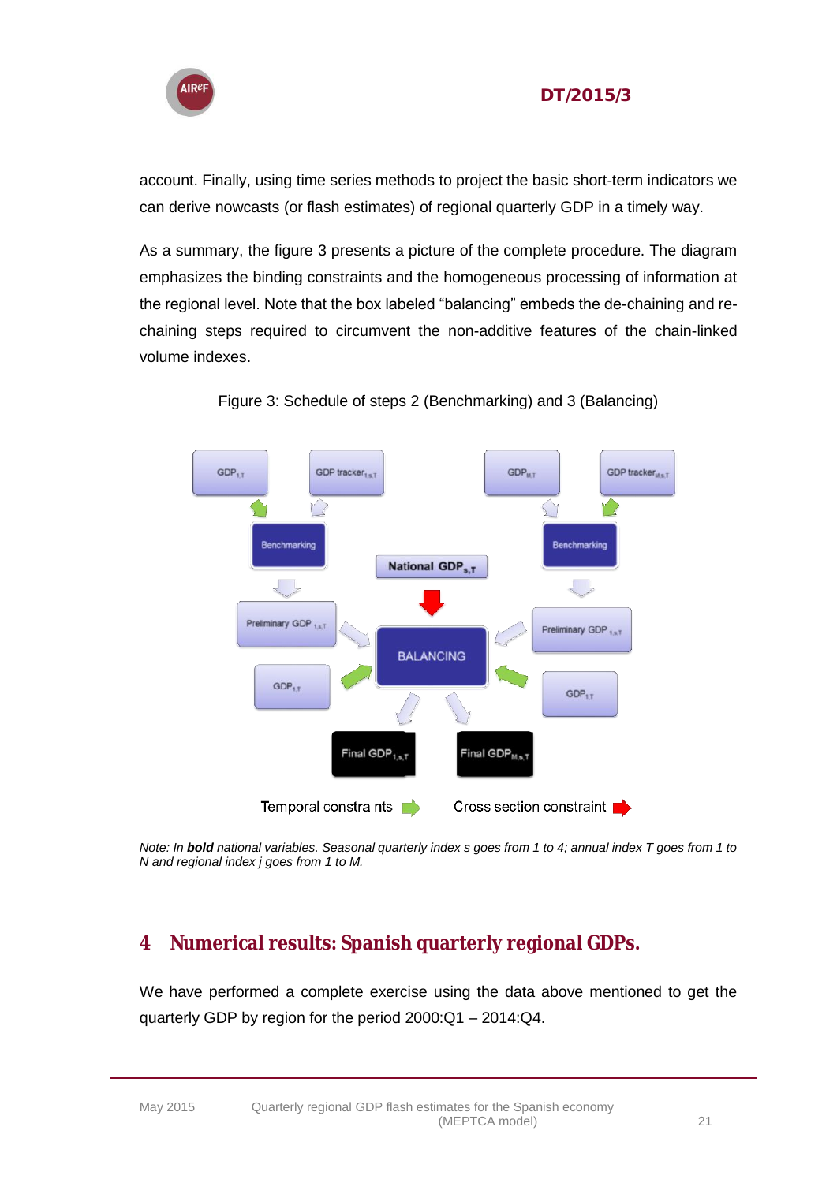account. Finally, using time series methods to project the basic short-term indicators we can derive nowcasts (or flash estimates) of regional quarterly GDP in a timely way.

As a summary, the figure 3 presents a picture of the complete procedure. The diagram emphasizes the binding constraints and the homogeneous processing of information at the regional level. Note that the box labeled "balancing" embeds the de-chaining and re-chaining steps required to circumvent the non-additive features of the chain-linked volume indexes.

Figure 3: Schedule of steps 2 (Benchmarking) and 3 (Balancing)

*Note: In **bold** national variables. Seasonal quarterly index s goes from 1 to 4; annual index T goes from 1 to N and regional index j goes from 1 to M.*

## 4 Numerical results: Spanish quarterly regional GDPs.

We have performed a complete exercise using the data above mentioned to get the quarterly GDP by region for the period 2000:Q1 – 2014:Q4.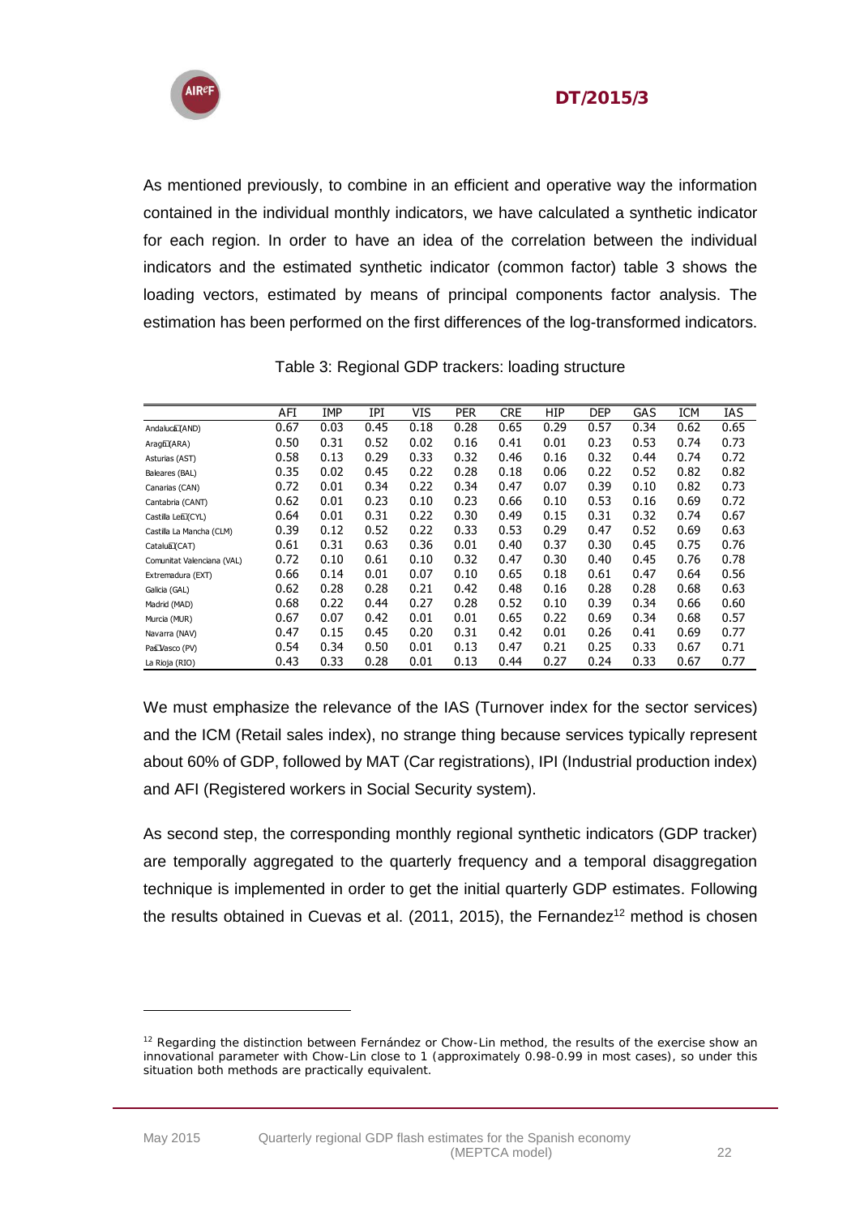As mentioned previously, to combine in an efficient and operative way the information contained in the individual monthly indicators, we have calculated a synthetic indicator for each region. In order to have an idea of the correlation between the individual indicators and the estimated synthetic indicator (common factor) table 3 shows the loading vectors, estimated by means of principal components factor analysis. The estimation has been performed on the first differences of the log-transformed indicators.

Table 3: Regional GDP trackers: loading structure

| | AFI | IMP | IPI | VIS | PER | CRE | HIP | DEP | GAS | ICM | IAS |
|---|---|---|---|---|---|---|---|---|---|---|---|
| Andalucía (AND) | 0.67 | 0.03 | 0.45 | 0.18 | 0.28 | 0.65 | 0.29 | 0.57 | 0.34 | 0.62 | 0.65 |
| Aragón (ARA) | 0.50 | 0.31 | 0.52 | 0.02 | 0.16 | 0.41 | 0.01 | 0.23 | 0.53 | 0.74 | 0.73 |
| Asturias (AST) | 0.58 | 0.13 | 0.29 | 0.33 | 0.32 | 0.46 | 0.16 | 0.32 | 0.44 | 0.74 | 0.72 |
| Baleares (BAL) | 0.35 | 0.02 | 0.45 | 0.22 | 0.28 | 0.18 | 0.06 | 0.22 | 0.52 | 0.82 | 0.82 |
| Canarias (CAN) | 0.72 | 0.01 | 0.34 | 0.22 | 0.34 | 0.47 | 0.07 | 0.39 | 0.10 | 0.82 | 0.73 |
| Cantabria (CANT) | 0.62 | 0.01 | 0.23 | 0.10 | 0.23 | 0.66 | 0.10 | 0.53 | 0.16 | 0.69 | 0.72 |
| Castilla León (CYL) | 0.64 | 0.01 | 0.31 | 0.22 | 0.30 | 0.49 | 0.15 | 0.31 | 0.32 | 0.74 | 0.67 |
| Castilla La Mancha (CLM) | 0.39 | 0.12 | 0.52 | 0.22 | 0.33 | 0.53 | 0.29 | 0.47 | 0.52 | 0.69 | 0.63 |
| Cataluña (CAT) | 0.61 | 0.31 | 0.63 | 0.36 | 0.01 | 0.40 | 0.37 | 0.30 | 0.45 | 0.75 | 0.76 |
| Comunitat Valenciana (VAL) | 0.72 | 0.10 | 0.61 | 0.10 | 0.32 | 0.47 | 0.30 | 0.40 | 0.45 | 0.76 | 0.78 |
| Extremadura (EXT) | 0.66 | 0.14 | 0.01 | 0.07 | 0.10 | 0.65 | 0.18 | 0.61 | 0.47 | 0.64 | 0.56 |
| Galicia (GAL) | 0.62 | 0.28 | 0.28 | 0.21 | 0.42 | 0.48 | 0.16 | 0.28 | 0.28 | 0.68 | 0.63 |
| Madrid (MAD) | 0.68 | 0.22 | 0.44 | 0.27 | 0.28 | 0.52 | 0.10 | 0.39 | 0.34 | 0.66 | 0.60 |
| Murcia (MUR) | 0.67 | 0.07 | 0.42 | 0.01 | 0.01 | 0.65 | 0.22 | 0.69 | 0.34 | 0.68 | 0.57 |
| Navarra (NAV) | 0.47 | 0.15 | 0.45 | 0.20 | 0.31 | 0.42 | 0.01 | 0.26 | 0.41 | 0.69 | 0.77 |
| País Vasco (PV) | 0.54 | 0.34 | 0.50 | 0.01 | 0.13 | 0.47 | 0.21 | 0.25 | 0.33 | 0.67 | 0.71 |
| La Rioja (RIO) | 0.43 | 0.33 | 0.28 | 0.01 | 0.13 | 0.44 | 0.27 | 0.24 | 0.33 | 0.67 | 0.77 |

We must emphasize the relevance of the IAS (Turnover index for the sector services) and the ICM (Retail sales index), no strange thing because services typically represent about 60% of GDP, followed by MAT (Car registrations), IPI (Industrial production index) and AFI (Registered workers in Social Security system).

As second step, the corresponding monthly regional synthetic indicators (GDP tracker) are temporally aggregated to the quarterly frequency and a temporal disaggregation technique is implemented in order to get the initial quarterly GDP estimates. Following the results obtained in Cuevas et al. (2011, 2015), the Fernandez[12] method is chosen

[12] Regarding the distinction between Fernández or Chow-Lin method, the results of the exercise show an innovational parameter with Chow-Lin close to 1 (approximately 0.98-0.99 in most cases), so under this situation both methods are practically equivalent.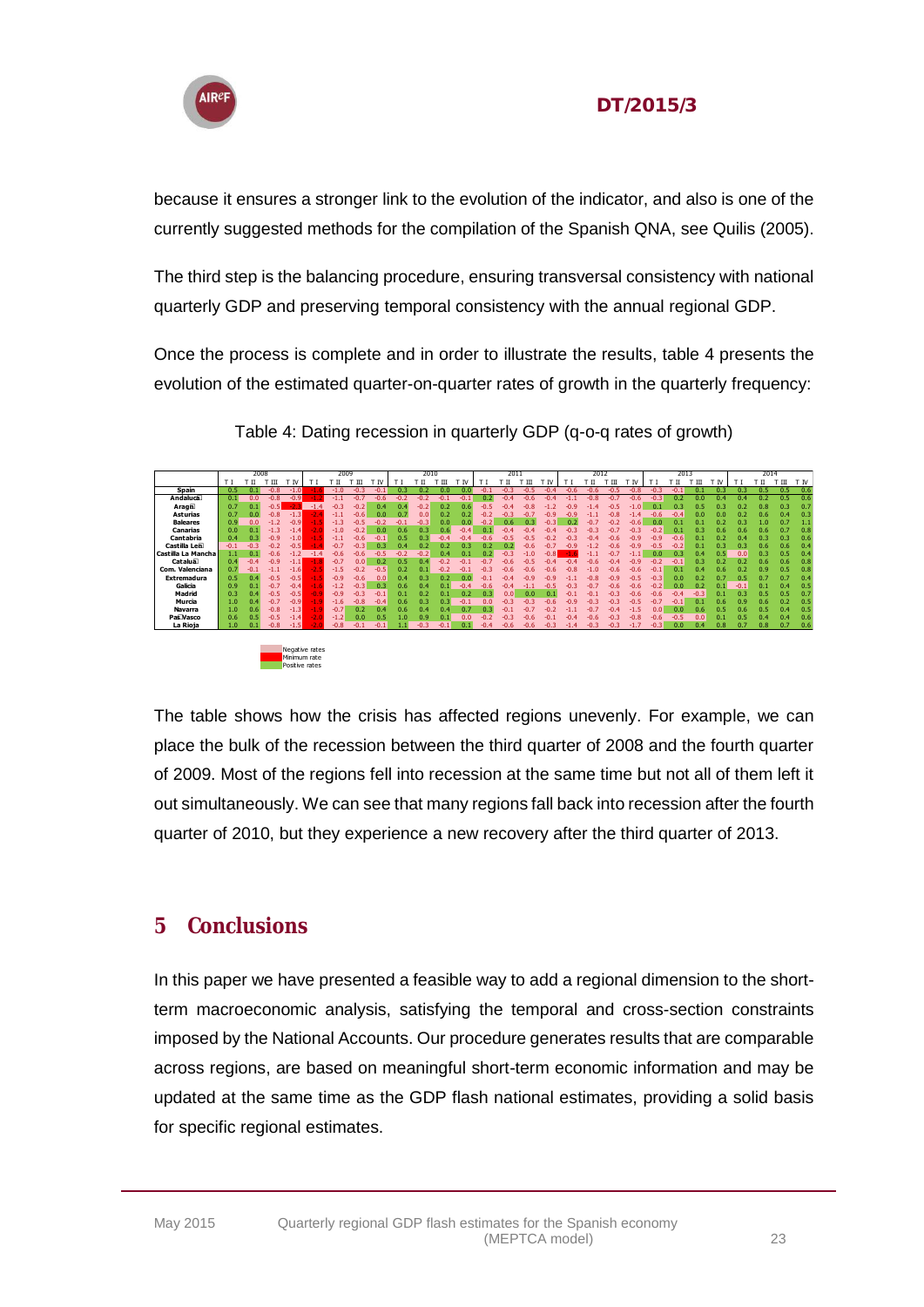because it ensures a stronger link to the evolution of the indicator, and also is one of the currently suggested methods for the compilation of the Spanish QNA, see Quilis (2005).

The third step is the balancing procedure, ensuring transversal consistency with national quarterly GDP and preserving temporal consistency with the annual regional GDP.

Once the process is complete and in order to illustrate the results, table 4 presents the evolution of the estimated quarter-on-quarter rates of growth in the quarterly frequency:

Table 4: Dating recession in quarterly GDP (q-o-q rates of growth)

| | 2008 | | | | 2009 | | | | 2010 | | | | 2011 | | | | 2012 | | | | 2013 | | | | 2014 | | | |
|---|---|---|---|---|---|---|---|---|---|---|---|---|---|---|---|---|---|---|---|---|---|---|---|---|---|---|---|---|
| | T I | T II | T III | T IV | T I | T II | T III | T IV | T I | T II | T III | T IV | T I | T II | T III | T IV | T I | T II | T III | T IV | T I | T II | T III | T IV | T I | T II | T III | T IV |
| Spain | 0.5 | 0.1 | -0.8 | -1.0 | -1.6 | -1.0 | -0.3 | -0.1 | 0.3 | 0.2 | 0.0 | 0.0 | -0.1 | -0.3 | -0.5 | -0.4 | -0.6 | -0.6 | -0.5 | -0.8 | -0.3 | -0.1 | 0.1 | 0.3 | 0.3 | 0.5 | 0.5 | 0.6 |
| Andalucía | 0.1 | 0.0 | -0.8 | -0.9 | -1.7 | -1.1 | -0.7 | -0.6 | -0.2 | -0.2 | -0.1 | -0.1 | 0.2 | -0.4 | -0.6 | -0.4 | -1.1 | -0.8 | -0.7 | -0.6 | -0.3 | 0.2 | 0.0 | 0.4 | 0.4 | 0.2 | 0.5 | 0.6 |
| Aragón | 0.7 | 0.1 | -0.5 | -2.4 | -1.4 | -0.3 | -0.2 | 0.4 | 0.4 | -0.2 | 0.2 | 0.6 | -0.5 | -0.4 | -0.8 | -1.2 | -0.9 | -1.4 | -0.5 | -1.0 | 0.1 | 0.3 | 0.5 | 0.3 | 0.2 | 0.8 | 0.3 | 0.7 |
| Asturias | 0.7 | 0.0 | -0.8 | -1.3 | -2.4 | -1.1 | -0.6 | 0.0 | 0.7 | 0.0 | 0.2 | 0.2 | -0.2 | -0.3 | -0.7 | -0.9 | -0.9 | -1.1 | -0.8 | -1.4 | -0.6 | -0.4 | 0.0 | 0.0 | 0.2 | 0.6 | 0.4 | 0.3 |
| Baleares | 0.9 | 0.0 | -1.2 | -0.9 | -1.5 | -1.3 | -0.5 | -0.2 | -0.1 | -0.3 | 0.0 | 0.0 | -0.2 | 0.6 | 0.3 | -0.3 | 0.2 | -0.7 | -0.2 | -0.6 | 0.0 | 0.1 | 0.1 | 0.2 | 0.3 | 1.0 | 0.7 | 1.1 |
| Canarias | 0.0 | 0.1 | -1.3 | -1.4 | -2.0 | -1.0 | -0.2 | 0.0 | 0.6 | 0.3 | 0.6 | -0.4 | 0.1 | -0.4 | -0.4 | -0.4 | -0.3 | -0.3 | -0.7 | -0.3 | -0.2 | 0.1 | 0.3 | 0.6 | 0.6 | 0.6 | 0.7 | 0.8 |
| Cantabria | 0.4 | 0.3 | -0.9 | -1.0 | -1.5 | -1.1 | -0.6 | -0.1 | 0.5 | 0.3 | -0.4 | -0.4 | -0.6 | -0.5 | -0.5 | -0.2 | -0.3 | -0.4 | -0.6 | -0.9 | -0.9 | -0.6 | 0.1 | 0.2 | 0.4 | 0.3 | 0.3 | 0.6 |
| Castilla León | -0.1 | -0.3 | -0.2 | -0.5 | -1.4 | -0.7 | -0.3 | 0.3 | 0.4 | 0.2 | 0.2 | 0.3 | 0.2 | 0.2 | -0.6 | -0.7 | -0.9 | -1.2 | -0.6 | -0.9 | -0.5 | -0.2 | 0.1 | 0.3 | 0.3 | 0.6 | 0.6 | 0.4 |
| Castilla La Mancha | 1.1 | 0.1 | -0.6 | -1.2 | -1.4 | -0.6 | -0.6 | -0.5 | -0.2 | -0.2 | 0.4 | 0.1 | 0.2 | -0.3 | -1.0 | -0.8 | -1.5 | -1.1 | -0.7 | -1.1 | 0.0 | 0.3 | 0.4 | 0.5 | 0.0 | 0.3 | 0.5 | 0.4 |
| Cataluña | 0.4 | -0.4 | -0.9 | -1.1 | -1.8 | -0.7 | 0.0 | 0.2 | 0.5 | 0.4 | -0.2 | -0.1 | -0.7 | -0.6 | -0.5 | -0.4 | -0.4 | -0.6 | -0.4 | -0.9 | -0.2 | -0.1 | 0.3 | 0.2 | 0.2 | 0.6 | 0.6 | 0.8 |
| Com. Valenciana | 0.7 | -0.1 | -1.1 | -1.6 | -2.5 | -1.5 | -0.2 | -0.5 | 0.2 | 0.1 | -0.2 | -0.1 | -0.3 | -0.6 | -0.6 | -0.6 | -0.8 | -1.0 | -0.6 | -0.6 | -0.1 | 0.1 | 0.4 | 0.6 | 0.2 | 0.9 | 0.5 | 0.8 |
| Extremadura | 0.5 | 0.4 | -0.5 | -0.5 | -1.5 | -0.9 | -0.6 | 0.0 | 0.4 | 0.3 | 0.2 | 0.0 | -0.1 | -0.4 | -0.9 | -0.9 | -1.1 | -0.8 | -0.9 | -0.5 | -0.3 | 0.0 | 0.2 | 0.7 | 0.5 | 0.7 | 0.7 | 0.4 |
| Galicia | 0.9 | 0.1 | -0.7 | -0.4 | -1.6 | -1.2 | -0.3 | 0.3 | 0.6 | 0.4 | 0.1 | -0.4 | -0.6 | -0.4 | -1.1 | -0.5 | -0.3 | -0.7 | -0.6 | -0.6 | -0.2 | 0.0 | 0.2 | 0.1 | -0.1 | 0.1 | 0.4 | 0.5 |
| Madrid | 0.3 | 0.4 | -0.5 | -0.5 | -0.9 | -0.9 | -0.3 | -0.1 | 0.1 | 0.2 | 0.1 | 0.2 | 0.3 | 0.0 | 0.0 | 0.1 | -0.1 | -0.1 | -0.3 | -0.6 | -0.6 | -0.4 | -0.3 | 0.1 | 0.3 | 0.5 | 0.5 | 0.7 |
| Murcia | 1.0 | 0.4 | -0.7 | -0.9 | -1.9 | -1.6 | -0.8 | -0.4 | 0.6 | 0.3 | 0.3 | -0.1 | 0.0 | -0.3 | -0.3 | -0.6 | -0.9 | -0.3 | -0.3 | -0.5 | -0.7 | -0.1 | 0.1 | 0.6 | 0.9 | 0.6 | 0.2 | 0.5 |
| Navarra | 1.0 | 0.6 | -0.8 | -1.3 | -1.9 | -0.7 | 0.2 | 0.4 | 0.6 | 0.4 | 0.4 | 0.7 | 0.3 | -0.1 | -0.7 | -0.2 | -1.1 | -0.7 | -0.4 | -1.5 | 0.0 | 0.0 | 0.6 | 0.5 | 0.6 | 0.5 | 0.4 | 0.5 |
| País Vasco | 0.6 | 0.5 | -0.5 | -1.4 | -2.0 | -1.2 | 0.0 | 0.5 | 1.0 | 0.9 | 0.1 | 0.0 | -0.2 | -0.3 | -0.6 | -0.1 | -0.4 | -0.6 | -0.3 | -0.8 | -0.6 | -0.5 | 0.0 | 0.1 | 0.5 | 0.4 | 0.4 | 0.6 |
| La Rioja | 1.0 | 0.1 | -0.8 | -1.5 | -2.0 | -0.8 | -0.1 | -0.1 | 1.1 | -0.3 | -0.1 | 0.1 | -0.4 | -0.6 | -0.6 | -0.3 | -1.4 | -0.3 | -0.3 | -1.7 | -0.3 | 0.0 | 0.4 | 0.8 | 0.7 | 0.8 | 0.7 | 0.6 |

Negative rates
Minimum rate
Positive rates

The table shows how the crisis has affected regions unevenly. For example, we can place the bulk of the recession between the third quarter of 2008 and the fourth quarter of 2009. Most of the regions fell into recession at the same time but not all of them left it out simultaneously. We can see that many regions fall back into recession after the fourth quarter of 2010, but they experience a new recovery after the third quarter of 2013.

## 5 Conclusions

In this paper we have presented a feasible way to add a regional dimension to the short-term macroeconomic analysis, satisfying the temporal and cross-section constraints imposed by the National Accounts. Our procedure generates results that are comparable across regions, are based on meaningful short-term economic information and may be updated at the same time as the GDP flash national estimates, providing a solid basis for specific regional estimates.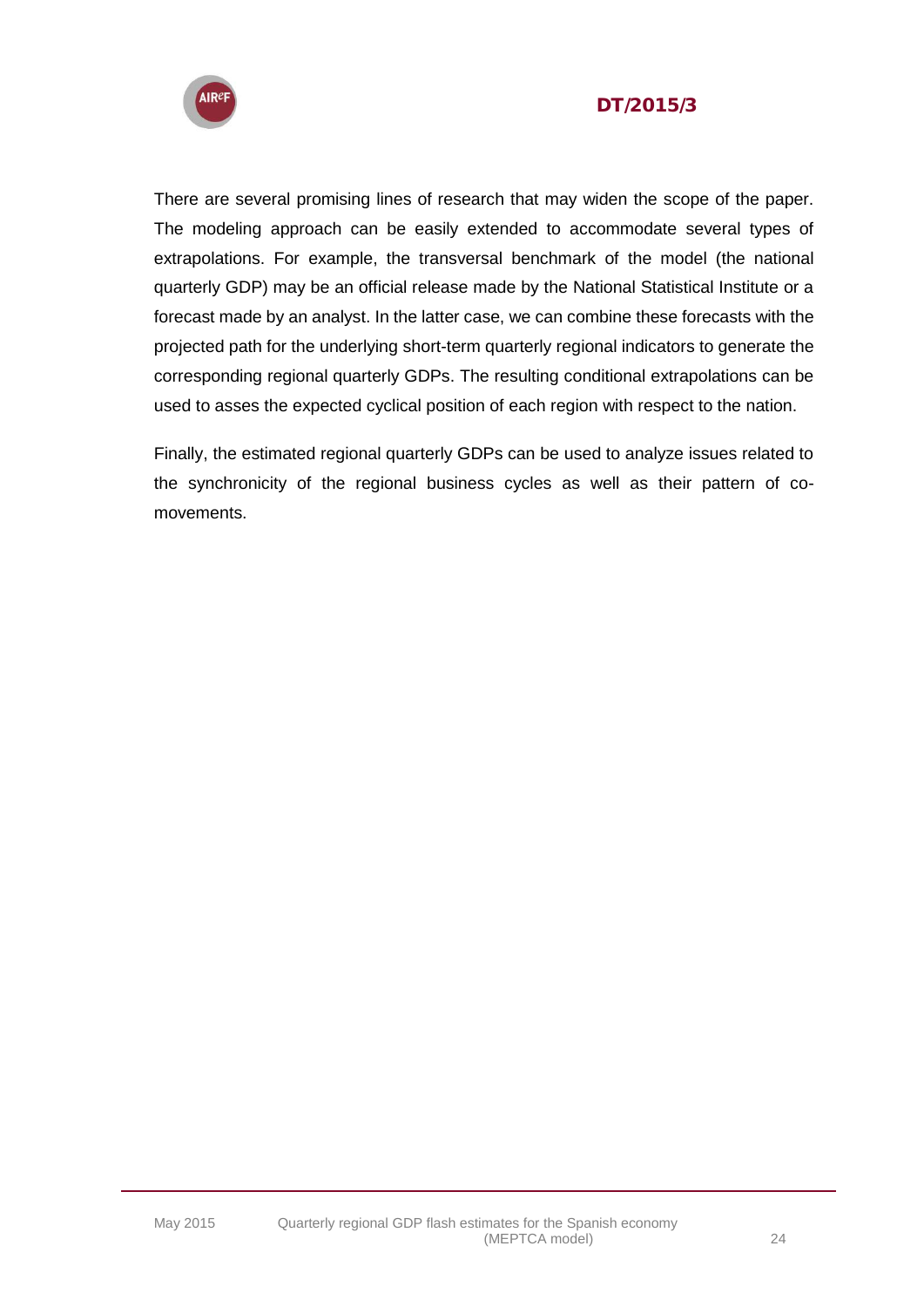There are several promising lines of research that may widen the scope of the paper. The modeling approach can be easily extended to accommodate several types of extrapolations. For example, the transversal benchmark of the model (the national quarterly GDP) may be an official release made by the National Statistical Institute or a forecast made by an analyst. In the latter case, we can combine these forecasts with the projected path for the underlying short-term quarterly regional indicators to generate the corresponding regional quarterly GDPs. The resulting conditional extrapolations can be used to asses the expected cyclical position of each region with respect to the nation.

Finally, the estimated regional quarterly GDPs can be used to analyze issues related to the synchronicity of the regional business cycles as well as their pattern of co-movements.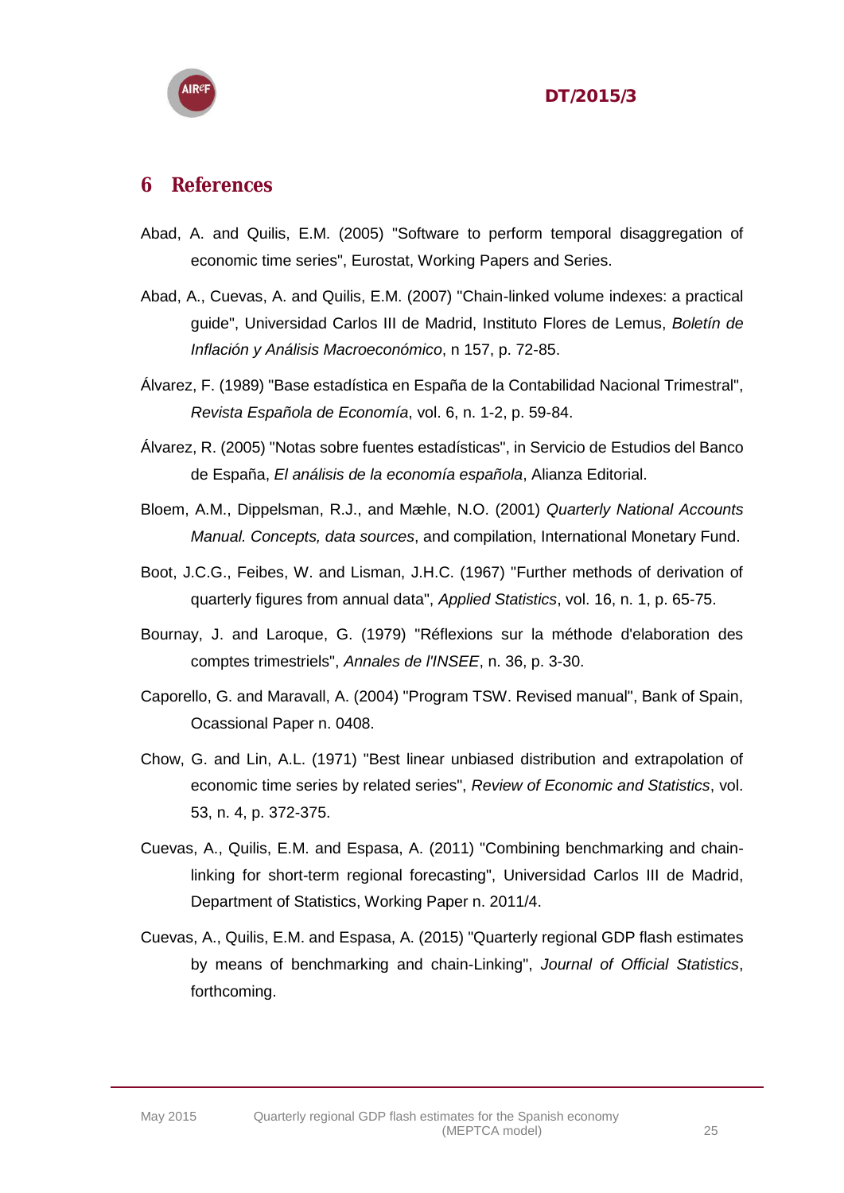# 6 References

Abad, A. and Quilis, E.M. (2005) "Software to perform temporal disaggregation of economic time series", Eurostat, Working Papers and Series.

Abad, A., Cuevas, A. and Quilis, E.M. (2007) "Chain-linked volume indexes: a practical guide", Universidad Carlos III de Madrid, Instituto Flores de Lemus, *Boletín de Inflación y Análisis Macroeconómico*, n 157, p. 72-85.

Álvarez, F. (1989) "Base estadística en España de la Contabilidad Nacional Trimestral", *Revista Española de Economía*, vol. 6, n. 1-2, p. 59-84.

Álvarez, R. (2005) "Notas sobre fuentes estadísticas", in Servicio de Estudios del Banco de España, *El análisis de la economía española*, Alianza Editorial.

Bloem, A.M., Dippelsman, R.J., and Mæhle, N.O. (2001) *Quarterly National Accounts Manual. Concepts, data sources*, and compilation, International Monetary Fund.

Boot, J.C.G., Feibes, W. and Lisman, J.H.C. (1967) "Further methods of derivation of quarterly figures from annual data", *Applied Statistics*, vol. 16, n. 1, p. 65-75.

Bournay, J. and Laroque, G. (1979) "Réflexions sur la méthode d'elaboration des comptes trimestriels", *Annales de l'INSEE*, n. 36, p. 3-30.

Caporello, G. and Maravall, A. (2004) "Program TSW. Revised manual", Bank of Spain, Ocassional Paper n. 0408.

Chow, G. and Lin, A.L. (1971) "Best linear unbiased distribution and extrapolation of economic time series by related series", *Review of Economic and Statistics*, vol. 53, n. 4, p. 372-375.

Cuevas, A., Quilis, E.M. and Espasa, A. (2011) "Combining benchmarking and chain-linking for short-term regional forecasting", Universidad Carlos III de Madrid, Department of Statistics, Working Paper n. 2011/4.

Cuevas, A., Quilis, E.M. and Espasa, A. (2015) "Quarterly regional GDP flash estimates by means of benchmarking and chain-Linking", *Journal of Official Statistics*, forthcoming.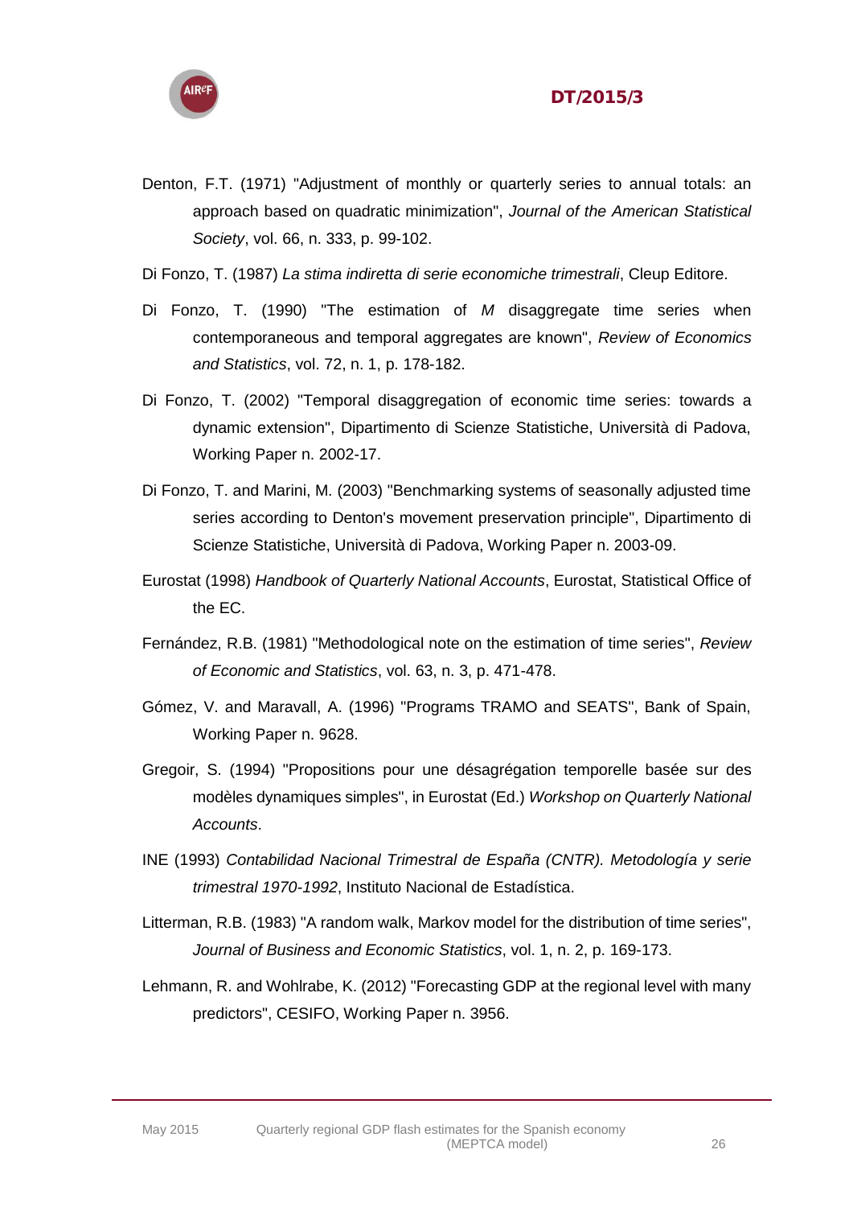Denton, F.T. (1971) "Adjustment of monthly or quarterly series to annual totals: an approach based on quadratic minimization", *Journal of the American Statistical Society*, vol. 66, n. 333, p. 99-102.

Di Fonzo, T. (1987) *La stima indiretta di serie economiche trimestrali*, Cleup Editore.

Di Fonzo, T. (1990) "The estimation of *M* disaggregate time series when contemporaneous and temporal aggregates are known", *Review of Economics and Statistics*, vol. 72, n. 1, p. 178-182.

Di Fonzo, T. (2002) "Temporal disaggregation of economic time series: towards a dynamic extension", Dipartimento di Scienze Statistiche, Università di Padova, Working Paper n. 2002-17.

Di Fonzo, T. and Marini, M. (2003) "Benchmarking systems of seasonally adjusted time series according to Denton's movement preservation principle", Dipartimento di Scienze Statistiche, Università di Padova, Working Paper n. 2003-09.

Eurostat (1998) *Handbook of Quarterly National Accounts*, Eurostat, Statistical Office of the EC.

Fernández, R.B. (1981) "Methodological note on the estimation of time series", *Review of Economic and Statistics*, vol. 63, n. 3, p. 471-478.

Gómez, V. and Maravall, A. (1996) "Programs TRAMO and SEATS", Bank of Spain, Working Paper n. 9628.

Gregoir, S. (1994) "Propositions pour une désagrégation temporelle basée sur des modèles dynamiques simples", in Eurostat (Ed.) *Workshop on Quarterly National Accounts*.

INE (1993) *Contabilidad Nacional Trimestral de España (CNTR). Metodología y serie trimestral 1970-1992*, Instituto Nacional de Estadística.

Litterman, R.B. (1983) "A random walk, Markov model for the distribution of time series", *Journal of Business and Economic Statistics*, vol. 1, n. 2, p. 169-173.

Lehmann, R. and Wohlrabe, K. (2012) "Forecasting GDP at the regional level with many predictors", CESIFO, Working Paper n. 3956.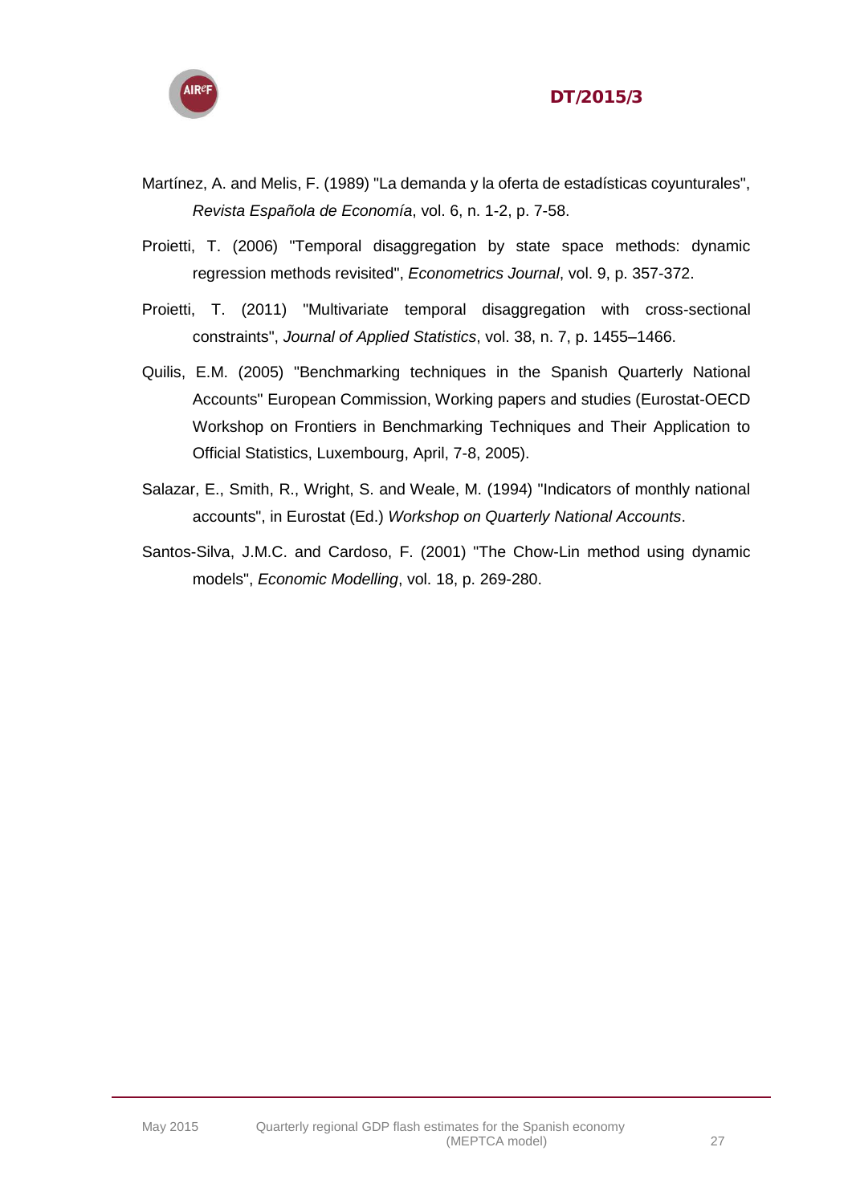Martínez, A. and Melis, F. (1989) "La demanda y la oferta de estadísticas coyunturales", *Revista Española de Economía*, vol. 6, n. 1-2, p. 7-58.

Proietti, T. (2006) "Temporal disaggregation by state space methods: dynamic regression methods revisited", *Econometrics Journal*, vol. 9, p. 357-372.

Proietti, T. (2011) "Multivariate temporal disaggregation with cross-sectional constraints", *Journal of Applied Statistics*, vol. 38, n. 7, p. 1455–1466.

Quilis, E.M. (2005) "Benchmarking techniques in the Spanish Quarterly National Accounts" European Commission, Working papers and studies (Eurostat-OECD Workshop on Frontiers in Benchmarking Techniques and Their Application to Official Statistics, Luxembourg, April, 7-8, 2005).

Salazar, E., Smith, R., Wright, S. and Weale, M. (1994) "Indicators of monthly national accounts", in Eurostat (Ed.) *Workshop on Quarterly National Accounts*.

Santos-Silva, J.M.C. and Cardoso, F. (2001) "The Chow-Lin method using dynamic models", *Economic Modelling*, vol. 18, p. 269-280.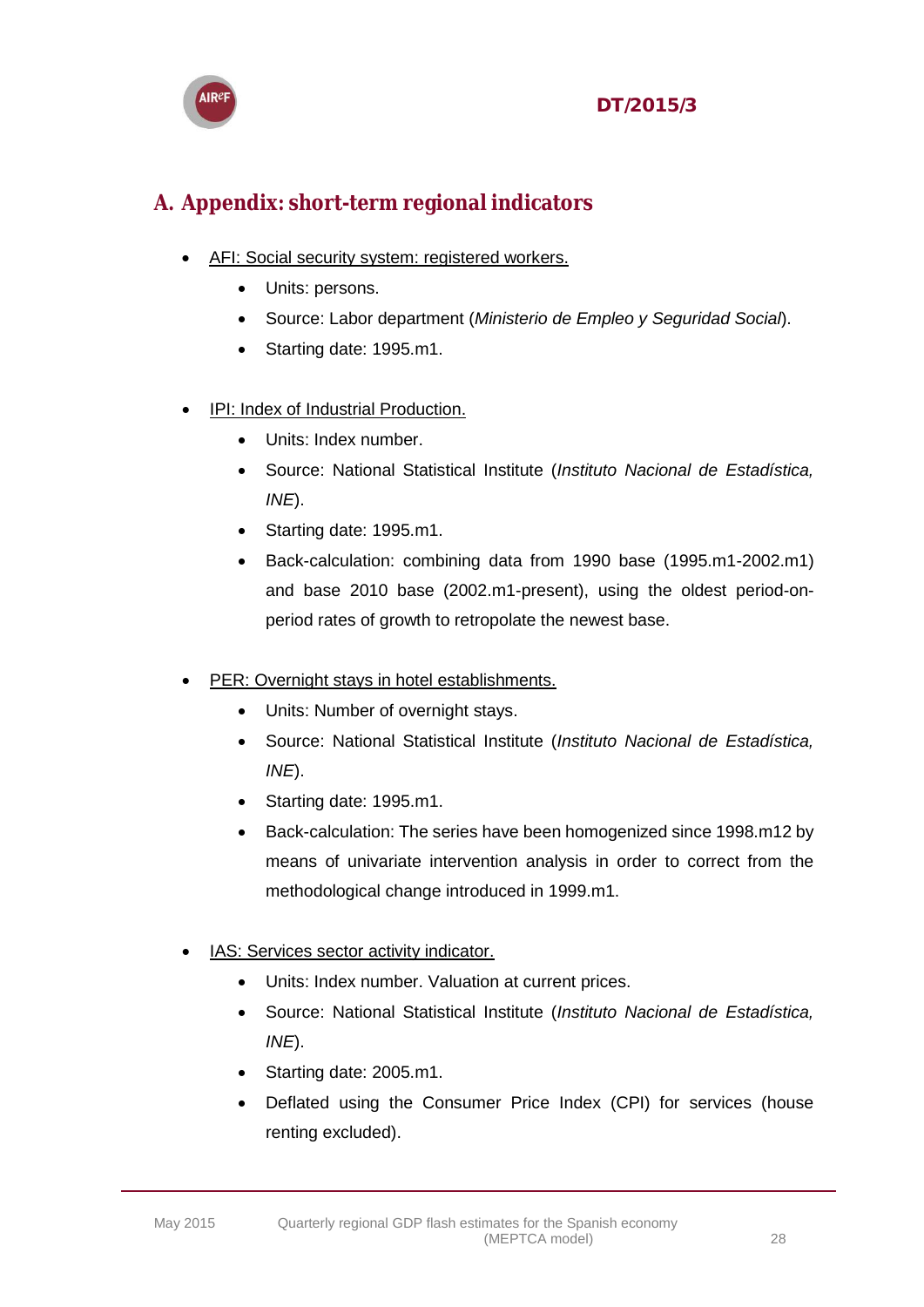# A. Appendix: short-term regional indicators

- AFI: Social security system: registered workers.
    - Units: persons.
    - Source: Labor department (*Ministerio de Empleo y Seguridad Social*).
    - Starting date: 1995.m1.

- IPI: Index of Industrial Production.
    - Units: Index number.
    - Source: National Statistical Institute (*Instituto Nacional de Estadística, INE*).
    - Starting date: 1995.m1.
    - Back-calculation: combining data from 1990 base (1995.m1-2002.m1) and base 2010 base (2002.m1-present), using the oldest period-on-period rates of growth to retropolate the newest base.

- PER: Overnight stays in hotel establishments.
    - Units: Number of overnight stays.
    - Source: National Statistical Institute (*Instituto Nacional de Estadística, INE*).
    - Starting date: 1995.m1.
    - Back-calculation: The series have been homogenized since 1998.m12 by means of univariate intervention analysis in order to correct from the methodological change introduced in 1999.m1.

- IAS: Services sector activity indicator.
    - Units: Index number. Valuation at current prices.
    - Source: National Statistical Institute (*Instituto Nacional de Estadística, INE*).
    - Starting date: 2005.m1.
    - Deflated using the Consumer Price Index (CPI) for services (house renting excluded).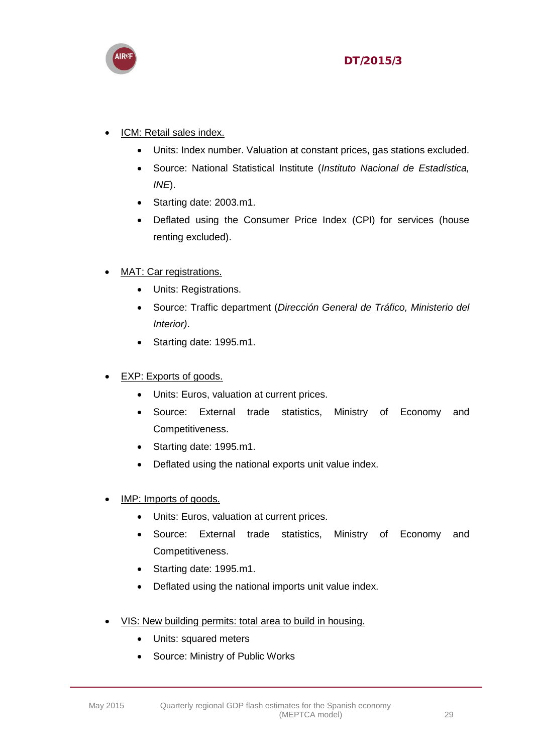- <u>ICM: Retail sales index.</u>
    - Units: Index number. Valuation at constant prices, gas stations excluded.
    - Source: National Statistical Institute (*Instituto Nacional de Estadística, INE*).
    - Starting date: 2003.m1.
    - Deflated using the Consumer Price Index (CPI) for services (house renting excluded).

- <u>MAT: Car registrations.</u>
    - Units: Registrations.
    - Source: Traffic department (*Dirección General de Tráfico, Ministerio del Interior)*.
    - Starting date: 1995.m1.

- <u>EXP: Exports of goods.</u>
    - Units: Euros, valuation at current prices.
    - Source: External trade statistics, Ministry of Economy and Competitiveness.
    - Starting date: 1995.m1.
    - Deflated using the national exports unit value index.

- <u>IMP: Imports of goods.</u>
    - Units: Euros, valuation at current prices.
    - Source: External trade statistics, Ministry of Economy and Competitiveness.
    - Starting date: 1995.m1.
    - Deflated using the national imports unit value index.

- <u>VIS: New building permits: total area to build in housing.</u>
    - Units: squared meters
    - Source: Ministry of Public Works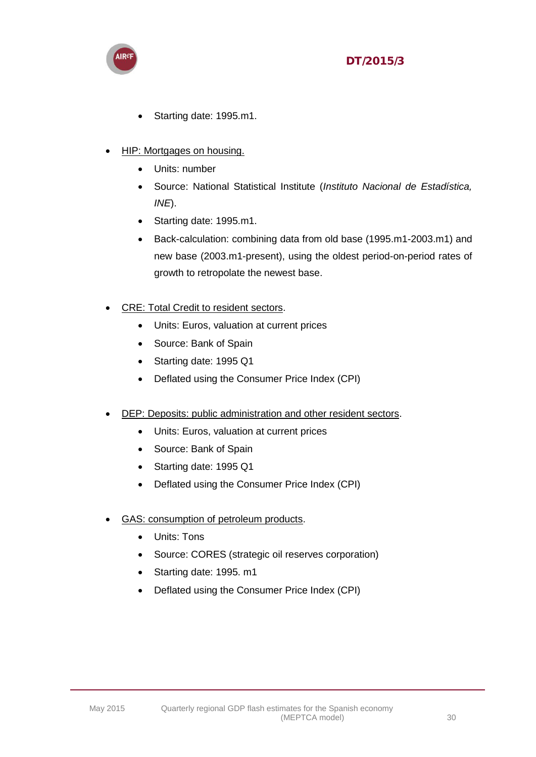- Starting date: 1995.m1.

- HIP: Mortgages on housing.
    - Units: number
    - Source: National Statistical Institute (*Instituto Nacional de Estadística, INE*).
    - Starting date: 1995.m1.
    - Back-calculation: combining data from old base (1995.m1-2003.m1) and new base (2003.m1-present), using the oldest period-on-period rates of growth to retropolate the newest base.

- CRE: Total Credit to resident sectors.
    - Units: Euros, valuation at current prices
    - Source: Bank of Spain
    - Starting date: 1995 Q1
    - Deflated using the Consumer Price Index (CPI)

- DEP: Deposits: public administration and other resident sectors.
    - Units: Euros, valuation at current prices
    - Source: Bank of Spain
    - Starting date: 1995 Q1
    - Deflated using the Consumer Price Index (CPI)

- GAS: consumption of petroleum products.
    - Units: Tons
    - Source: CORES (strategic oil reserves corporation)
    - Starting date: 1995. m1
    - Deflated using the Consumer Price Index (CPI)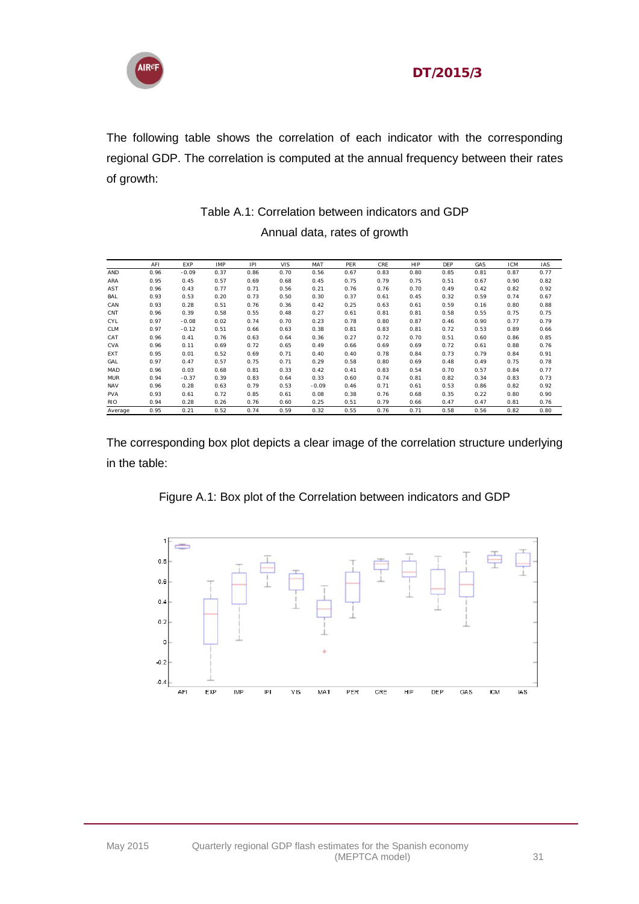The following table shows the correlation of each indicator with the corresponding regional GDP. The correlation is computed at the annual frequency between their rates of growth:

Table A.1: Correlation between indicators and GDP

Annual data, rates of growth

| | AFI | EXP | IMP | IPI | VIS | MAT | PER | CRE | HIP | DEP | GAS | ICM | IAS |
|---|---|---|---|---|---|---|---|---|---|---|---|---|---|
| AND | 0.96 | -0.09 | 0.37 | 0.86 | 0.70 | 0.56 | 0.67 | 0.83 | 0.80 | 0.85 | 0.81 | 0.87 | 0.77 |
| ARA | 0.95 | 0.45 | 0.57 | 0.69 | 0.68 | 0.45 | 0.75 | 0.79 | 0.75 | 0.51 | 0.67 | 0.90 | 0.82 |
| AST | 0.96 | 0.43 | 0.77 | 0.71 | 0.56 | 0.21 | 0.76 | 0.76 | 0.70 | 0.49 | 0.42 | 0.82 | 0.92 |
| BAL | 0.93 | 0.53 | 0.20 | 0.73 | 0.50 | 0.30 | 0.37 | 0.61 | 0.45 | 0.32 | 0.59 | 0.74 | 0.67 |
| CAN | 0.93 | 0.28 | 0.51 | 0.76 | 0.36 | 0.42 | 0.25 | 0.63 | 0.61 | 0.59 | 0.16 | 0.80 | 0.88 |
| CNT | 0.96 | 0.39 | 0.58 | 0.55 | 0.48 | 0.27 | 0.61 | 0.81 | 0.81 | 0.58 | 0.55 | 0.75 | 0.75 |
| CYL | 0.97 | -0.08 | 0.02 | 0.74 | 0.70 | 0.23 | 0.78 | 0.80 | 0.87 | 0.46 | 0.90 | 0.77 | 0.79 |
| CLM | 0.97 | -0.12 | 0.51 | 0.66 | 0.63 | 0.38 | 0.81 | 0.83 | 0.81 | 0.72 | 0.53 | 0.89 | 0.66 |
| CAT | 0.96 | 0.41 | 0.76 | 0.63 | 0.64 | 0.36 | 0.27 | 0.72 | 0.70 | 0.51 | 0.60 | 0.86 | 0.85 |
| CVA | 0.96 | 0.11 | 0.69 | 0.72 | 0.65 | 0.49 | 0.66 | 0.69 | 0.69 | 0.72 | 0.61 | 0.88 | 0.76 |
| EXT | 0.95 | 0.01 | 0.52 | 0.69 | 0.71 | 0.40 | 0.40 | 0.78 | 0.84 | 0.73 | 0.79 | 0.84 | 0.91 |
| GAL | 0.97 | 0.47 | 0.57 | 0.75 | 0.71 | 0.29 | 0.58 | 0.80 | 0.69 | 0.48 | 0.49 | 0.75 | 0.78 |
| MAD | 0.96 | 0.03 | 0.68 | 0.81 | 0.33 | 0.42 | 0.41 | 0.83 | 0.54 | 0.70 | 0.57 | 0.84 | 0.77 |
| MUR | 0.94 | -0.37 | 0.39 | 0.83 | 0.64 | 0.33 | 0.60 | 0.74 | 0.81 | 0.82 | 0.34 | 0.83 | 0.73 |
| NAV | 0.96 | 0.28 | 0.63 | 0.79 | 0.53 | -0.09 | 0.46 | 0.71 | 0.61 | 0.53 | 0.86 | 0.82 | 0.92 |
| PVA | 0.93 | 0.61 | 0.72 | 0.85 | 0.61 | 0.08 | 0.38 | 0.76 | 0.68 | 0.35 | 0.22 | 0.80 | 0.90 |
| RIO | 0.94 | 0.28 | 0.26 | 0.76 | 0.60 | 0.25 | 0.51 | 0.79 | 0.66 | 0.47 | 0.47 | 0.81 | 0.76 |
| Average | 0.95 | 0.21 | 0.52 | 0.74 | 0.59 | 0.32 | 0.55 | 0.76 | 0.71 | 0.58 | 0.56 | 0.82 | 0.80 |

The corresponding box plot depicts a clear image of the correlation structure underlying in the table:

Figure A.1: Box plot of the Correlation between indicators and GDP

1
0.8
0.6
0.4
0.2
0
-0.2
-0.4

AFI EXP IMP IPI VIS MAT PER CRE HIP DEP GAS ICM IAS